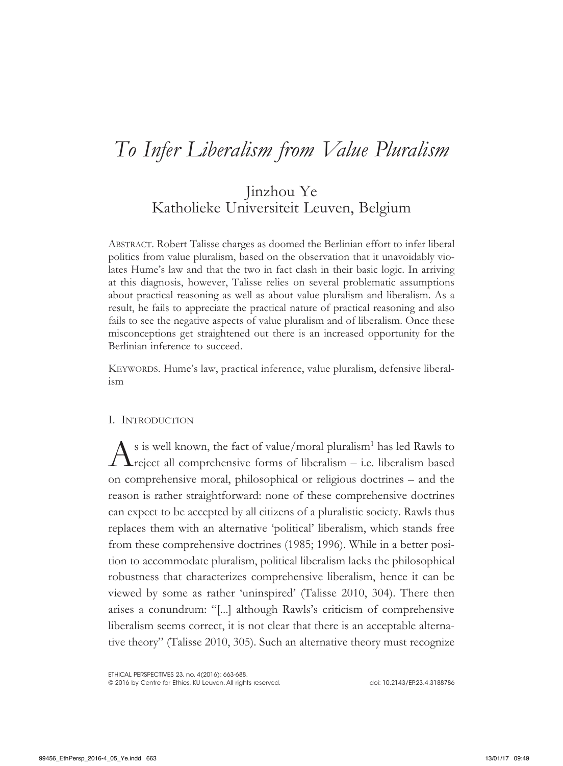# *To Infer Liberalism from Value Pluralism*

Jinzhou Ye
Katholieke Universiteit Leuven, Belgium

ABSTRACT. Robert Talisse charges as doomed the Berlinian effort to infer liberal politics from value pluralism, based on the observation that it unavoidably violates Hume's law and that the two in fact clash in their basic logic. In arriving at this diagnosis, however, Talisse relies on several problematic assumptions about practical reasoning as well as about value pluralism and liberalism. As a result, he fails to appreciate the practical nature of practical reasoning and also fails to see the negative aspects of value pluralism and of liberalism. Once these misconceptions get straightened out there is an increased opportunity for the Berlinian inference to succeed.

KEYWORDS. Hume's law, practical inference, value pluralism, defensive liberalism

## I. INTRODUCTION

As is well known, the fact of value/moral pluralism[1] has led Rawls to reject all comprehensive forms of liberalism – i.e. liberalism based on comprehensive moral, philosophical or religious doctrines – and the reason is rather straightforward: none of these comprehensive doctrines can expect to be accepted by all citizens of a pluralistic society. Rawls thus replaces them with an alternative 'political' liberalism, which stands free from these comprehensive doctrines (1985; 1996). While in a better position to accommodate pluralism, political liberalism lacks the philosophical robustness that characterizes comprehensive liberalism, hence it can be viewed by some as rather 'uninspired' (Talisse 2010, 304). There then arises a conundrum: "[...] although Rawls's criticism of comprehensive liberalism seems correct, it is not clear that there is an acceptable alternative theory" (Talisse 2010, 305). Such an alternative theory must recognize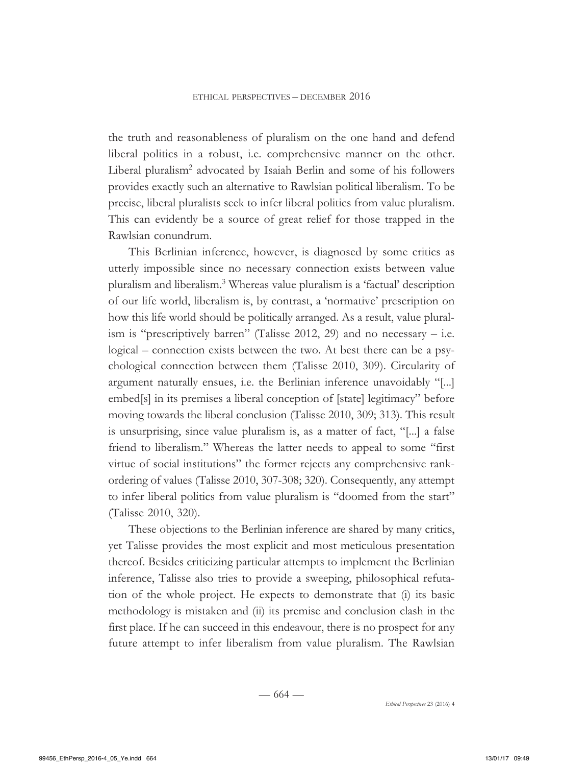the truth and reasonableness of pluralism on the one hand and defend liberal politics in a robust, i.e. comprehensive manner on the other. Liberal pluralism[2] advocated by Isaiah Berlin and some of his followers provides exactly such an alternative to Rawlsian political liberalism. To be precise, liberal pluralists seek to infer liberal politics from value pluralism. This can evidently be a source of great relief for those trapped in the Rawlsian conundrum.

This Berlinian inference, however, is diagnosed by some critics as utterly impossible since no necessary connection exists between value pluralism and liberalism.[3] Whereas value pluralism is a 'factual' description of our life world, liberalism is, by contrast, a 'normative' prescription on how this life world should be politically arranged. As a result, value pluralism is "prescriptively barren" (Talisse 2012, 29) and no necessary – i.e. logical – connection exists between the two. At best there can be a psychological connection between them (Talisse 2010, 309). Circularity of argument naturally ensues, i.e. the Berlinian inference unavoidably "[...] embed[s] in its premises a liberal conception of [state] legitimacy" before moving towards the liberal conclusion (Talisse 2010, 309; 313). This result is unsurprising, since value pluralism is, as a matter of fact, "[...] a false friend to liberalism." Whereas the latter needs to appeal to some "first virtue of social institutions" the former rejects any comprehensive rank-ordering of values (Talisse 2010, 307-308; 320). Consequently, any attempt to infer liberal politics from value pluralism is "doomed from the start" (Talisse 2010, 320).

These objections to the Berlinian inference are shared by many critics, yet Talisse provides the most explicit and most meticulous presentation thereof. Besides criticizing particular attempts to implement the Berlinian inference, Talisse also tries to provide a sweeping, philosophical refutation of the whole project. He expects to demonstrate that (i) its basic methodology is mistaken and (ii) its premise and conclusion clash in the first place. If he can succeed in this endeavour, there is no prospect for any future attempt to infer liberalism from value pluralism. The Rawlsian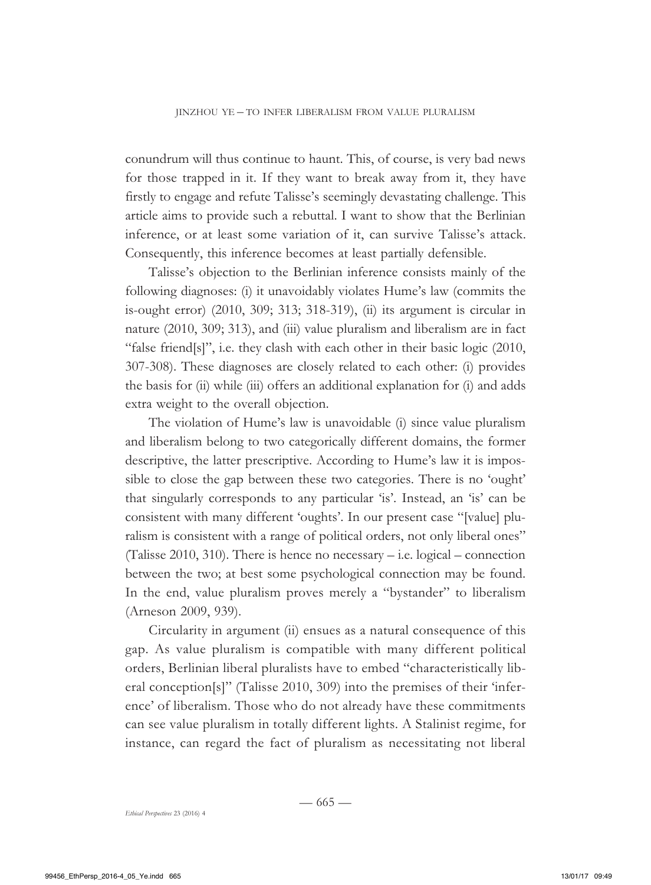conundrum will thus continue to haunt. This, of course, is very bad news for those trapped in it. If they want to break away from it, they have firstly to engage and refute Talisse's seemingly devastating challenge. This article aims to provide such a rebuttal. I want to show that the Berlinian inference, or at least some variation of it, can survive Talisse's attack. Consequently, this inference becomes at least partially defensible.

Talisse's objection to the Berlinian inference consists mainly of the following diagnoses: (i) it unavoidably violates Hume's law (commits the is-ought error) (2010, 309; 313; 318-319), (ii) its argument is circular in nature (2010, 309; 313), and (iii) value pluralism and liberalism are in fact "false friend[s]", i.e. they clash with each other in their basic logic (2010, 307-308). These diagnoses are closely related to each other: (i) provides the basis for (ii) while (iii) offers an additional explanation for (i) and adds extra weight to the overall objection.

The violation of Hume's law is unavoidable (i) since value pluralism and liberalism belong to two categorically different domains, the former descriptive, the latter prescriptive. According to Hume's law it is impossible to close the gap between these two categories. There is no 'ought' that singularly corresponds to any particular 'is'. Instead, an 'is' can be consistent with many different 'oughts'. In our present case "[value] pluralism is consistent with a range of political orders, not only liberal ones" (Talisse 2010, 310). There is hence no necessary – i.e. logical – connection between the two; at best some psychological connection may be found. In the end, value pluralism proves merely a "bystander" to liberalism (Arneson 2009, 939).

Circularity in argument (ii) ensues as a natural consequence of this gap. As value pluralism is compatible with many different political orders, Berlinian liberal pluralists have to embed "characteristically liberal conception[s]" (Talisse 2010, 309) into the premises of their 'inference' of liberalism. Those who do not already have these commitments can see value pluralism in totally different lights. A Stalinist regime, for instance, can regard the fact of pluralism as necessitating not liberal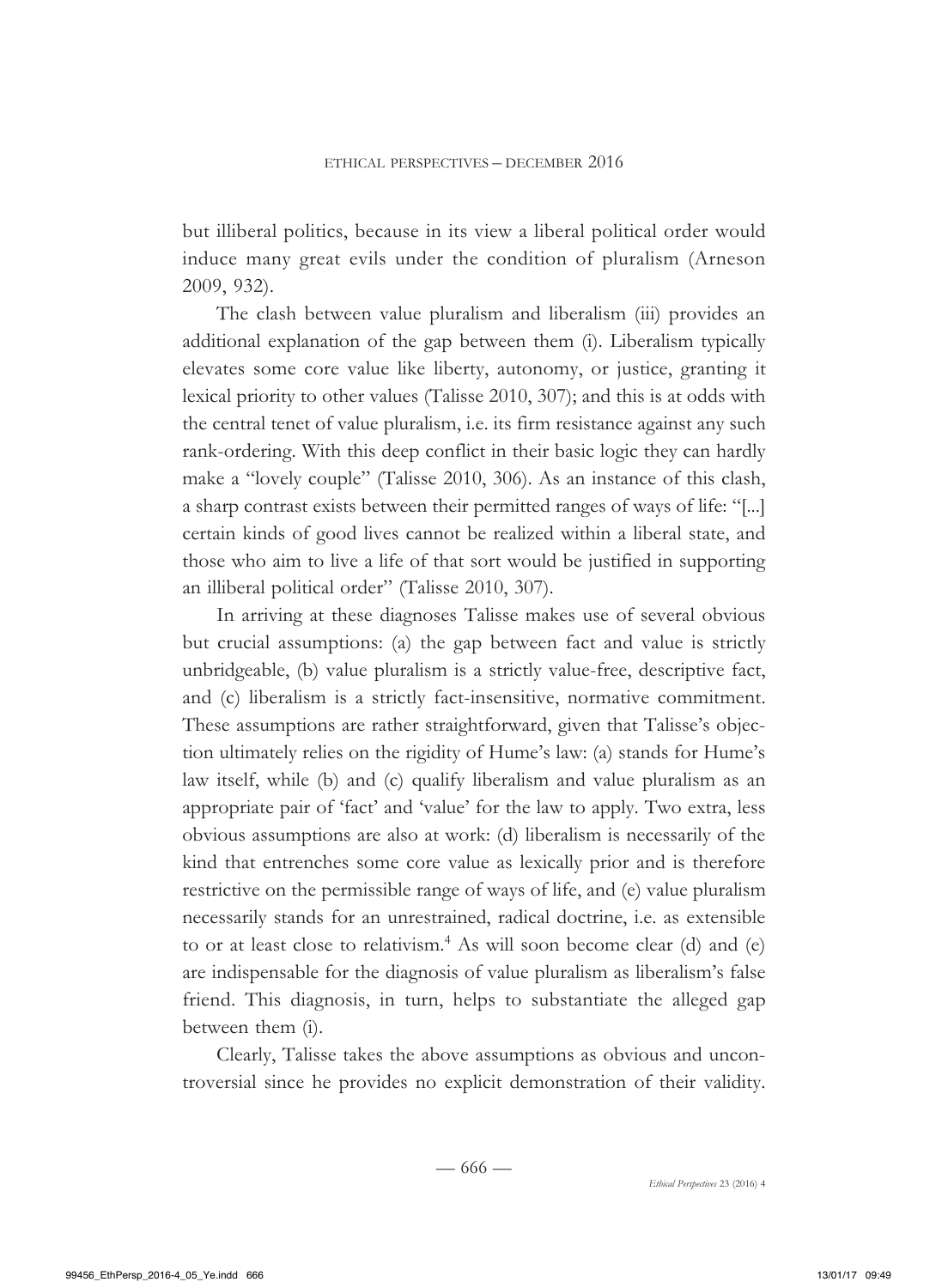but illiberal politics, because in its view a liberal political order would induce many great evils under the condition of pluralism (Arneson 2009, 932).

The clash between value pluralism and liberalism (iii) provides an additional explanation of the gap between them (i). Liberalism typically elevates some core value like liberty, autonomy, or justice, granting it lexical priority to other values (Talisse 2010, 307); and this is at odds with the central tenet of value pluralism, i.e. its firm resistance against any such rank-ordering. With this deep conflict in their basic logic they can hardly make a "lovely couple" (Talisse 2010, 306). As an instance of this clash, a sharp contrast exists between their permitted ranges of ways of life: "[...] certain kinds of good lives cannot be realized within a liberal state, and those who aim to live a life of that sort would be justified in supporting an illiberal political order" (Talisse 2010, 307).

In arriving at these diagnoses Talisse makes use of several obvious but crucial assumptions: (a) the gap between fact and value is strictly unbridgeable, (b) value pluralism is a strictly value-free, descriptive fact, and (c) liberalism is a strictly fact-insensitive, normative commitment. These assumptions are rather straightforward, given that Talisse's objection ultimately relies on the rigidity of Hume's law: (a) stands for Hume's law itself, while (b) and (c) qualify liberalism and value pluralism as an appropriate pair of 'fact' and 'value' for the law to apply. Two extra, less obvious assumptions are also at work: (d) liberalism is necessarily of the kind that entrenches some core value as lexically prior and is therefore restrictive on the permissible range of ways of life, and (e) value pluralism necessarily stands for an unrestrained, radical doctrine, i.e. as extensible to or at least close to relativism.[4] As will soon become clear (d) and (e) are indispensable for the diagnosis of value pluralism as liberalism's false friend. This diagnosis, in turn, helps to substantiate the alleged gap between them (i).

Clearly, Talisse takes the above assumptions as obvious and uncontroversial since he provides no explicit demonstration of their validity.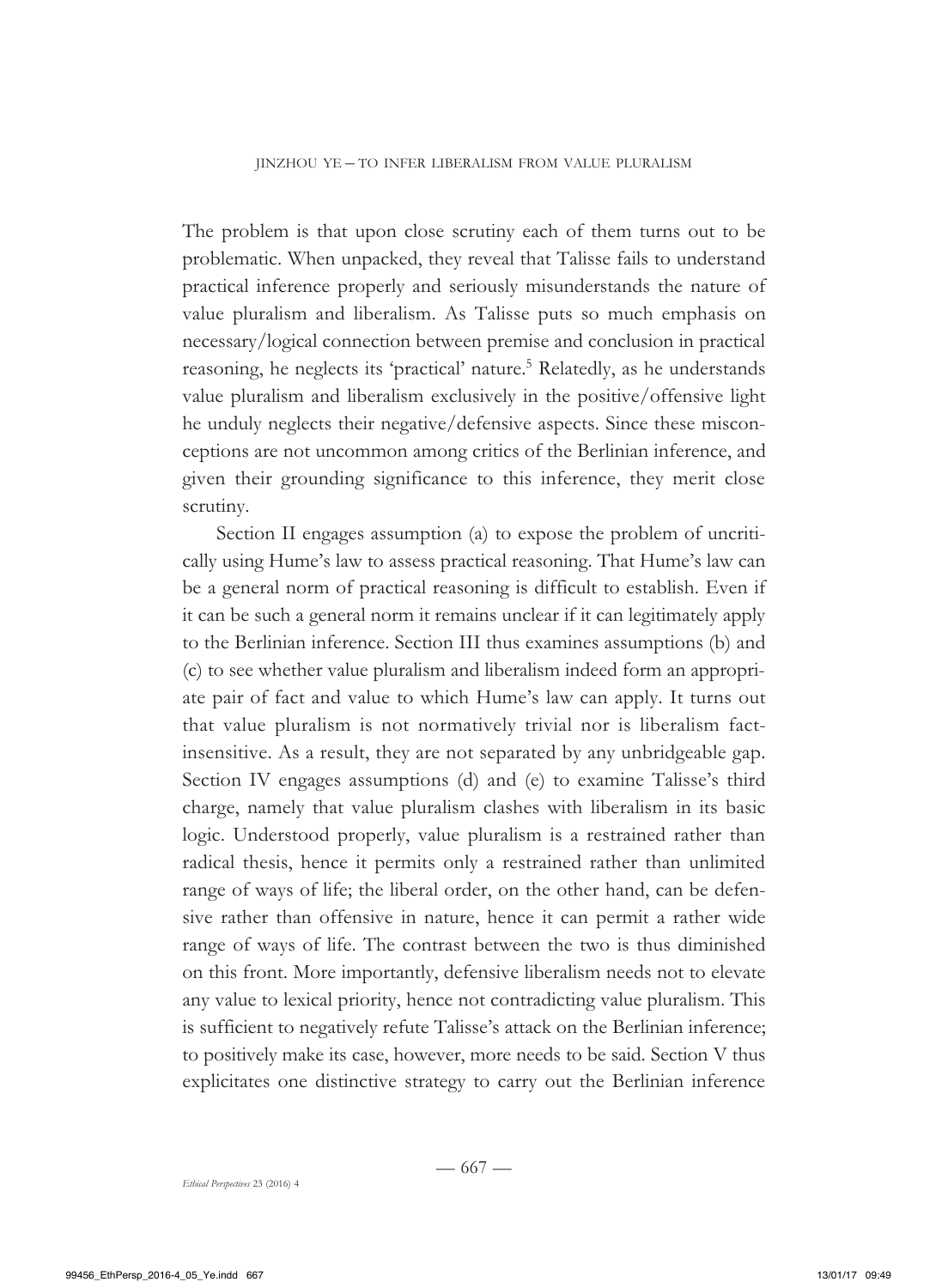The problem is that upon close scrutiny each of them turns out to be problematic. When unpacked, they reveal that Talisse fails to understand practical inference properly and seriously misunderstands the nature of value pluralism and liberalism. As Talisse puts so much emphasis on necessary/logical connection between premise and conclusion in practical reasoning, he neglects its 'practical' nature.[5] Relatedly, as he understands value pluralism and liberalism exclusively in the positive/offensive light he unduly neglects their negative/defensive aspects. Since these misconceptions are not uncommon among critics of the Berlinian inference, and given their grounding significance to this inference, they merit close scrutiny.

Section II engages assumption (a) to expose the problem of uncritically using Hume's law to assess practical reasoning. That Hume's law can be a general norm of practical reasoning is difficult to establish. Even if it can be such a general norm it remains unclear if it can legitimately apply to the Berlinian inference. Section III thus examines assumptions (b) and (c) to see whether value pluralism and liberalism indeed form an appropriate pair of fact and value to which Hume's law can apply. It turns out that value pluralism is not normatively trivial nor is liberalism fact-insensitive. As a result, they are not separated by any unbridgeable gap. Section IV engages assumptions (d) and (e) to examine Talisse's third charge, namely that value pluralism clashes with liberalism in its basic logic. Understood properly, value pluralism is a restrained rather than radical thesis, hence it permits only a restrained rather than unlimited range of ways of life; the liberal order, on the other hand, can be defensive rather than offensive in nature, hence it can permit a rather wide range of ways of life. The contrast between the two is thus diminished on this front. More importantly, defensive liberalism needs not to elevate any value to lexical priority, hence not contradicting value pluralism. This is sufficient to negatively refute Talisse's attack on the Berlinian inference; to positively make its case, however, more needs to be said. Section V thus explicitates one distinctive strategy to carry out the Berlinian inference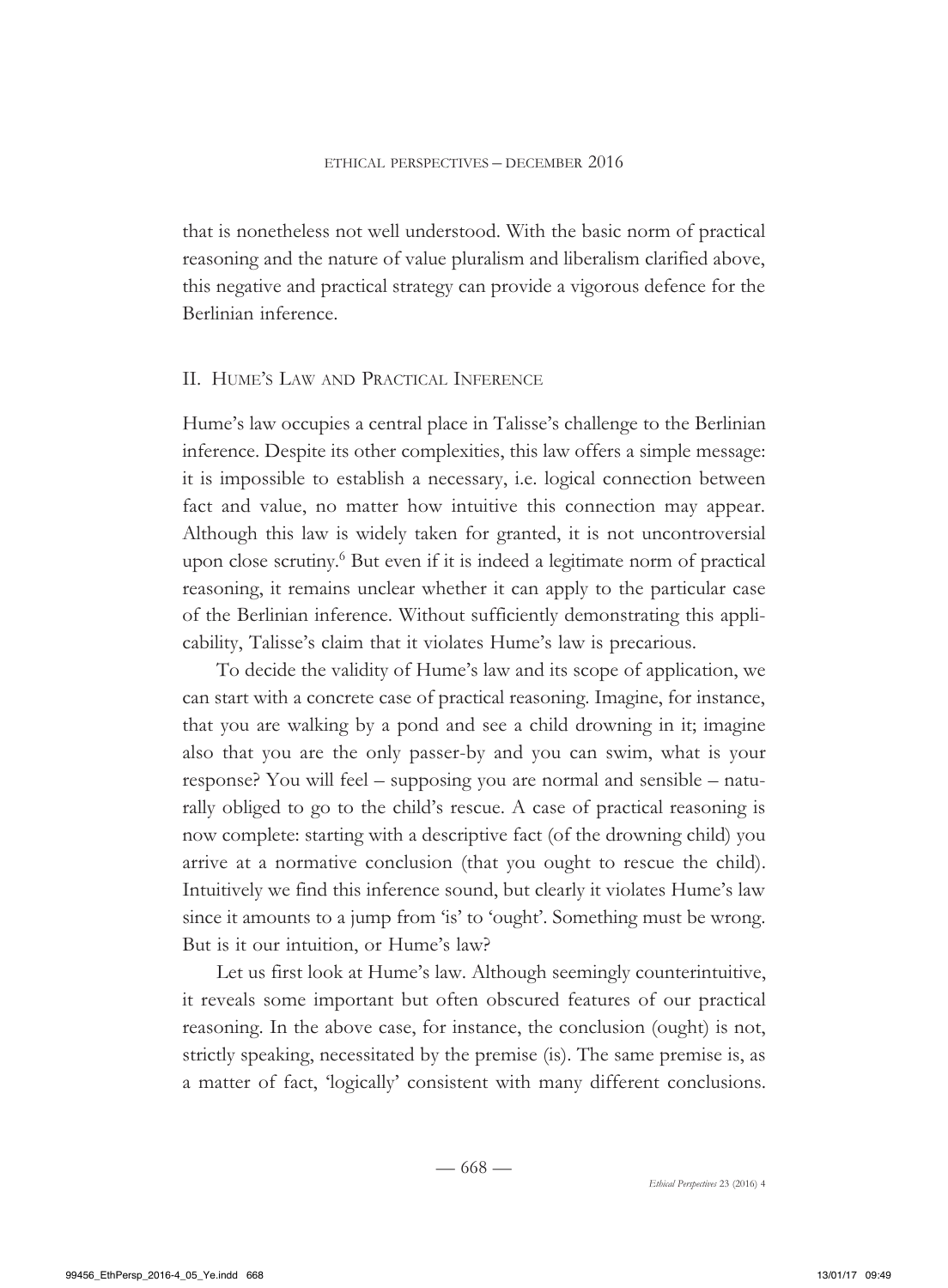that is nonetheless not well understood. With the basic norm of practical reasoning and the nature of value pluralism and liberalism clarified above, this negative and practical strategy can provide a vigorous defence for the Berlinian inference.

## II. Hume's Law and Practical Inference

Hume's law occupies a central place in Talisse's challenge to the Berlinian inference. Despite its other complexities, this law offers a simple message: it is impossible to establish a necessary, i.e. logical connection between fact and value, no matter how intuitive this connection may appear. Although this law is widely taken for granted, it is not uncontroversial upon close scrutiny.[6] But even if it is indeed a legitimate norm of practical reasoning, it remains unclear whether it can apply to the particular case of the Berlinian inference. Without sufficiently demonstrating this applicability, Talisse's claim that it violates Hume's law is precarious.

To decide the validity of Hume's law and its scope of application, we can start with a concrete case of practical reasoning. Imagine, for instance, that you are walking by a pond and see a child drowning in it; imagine also that you are the only passer-by and you can swim, what is your response? You will feel – supposing you are normal and sensible – naturally obliged to go to the child's rescue. A case of practical reasoning is now complete: starting with a descriptive fact (of the drowning child) you arrive at a normative conclusion (that you ought to rescue the child). Intuitively we find this inference sound, but clearly it violates Hume's law since it amounts to a jump from 'is' to 'ought'. Something must be wrong. But is it our intuition, or Hume's law?

Let us first look at Hume's law. Although seemingly counterintuitive, it reveals some important but often obscured features of our practical reasoning. In the above case, for instance, the conclusion (ought) is not, strictly speaking, necessitated by the premise (is). The same premise is, as a matter of fact, 'logically' consistent with many different conclusions.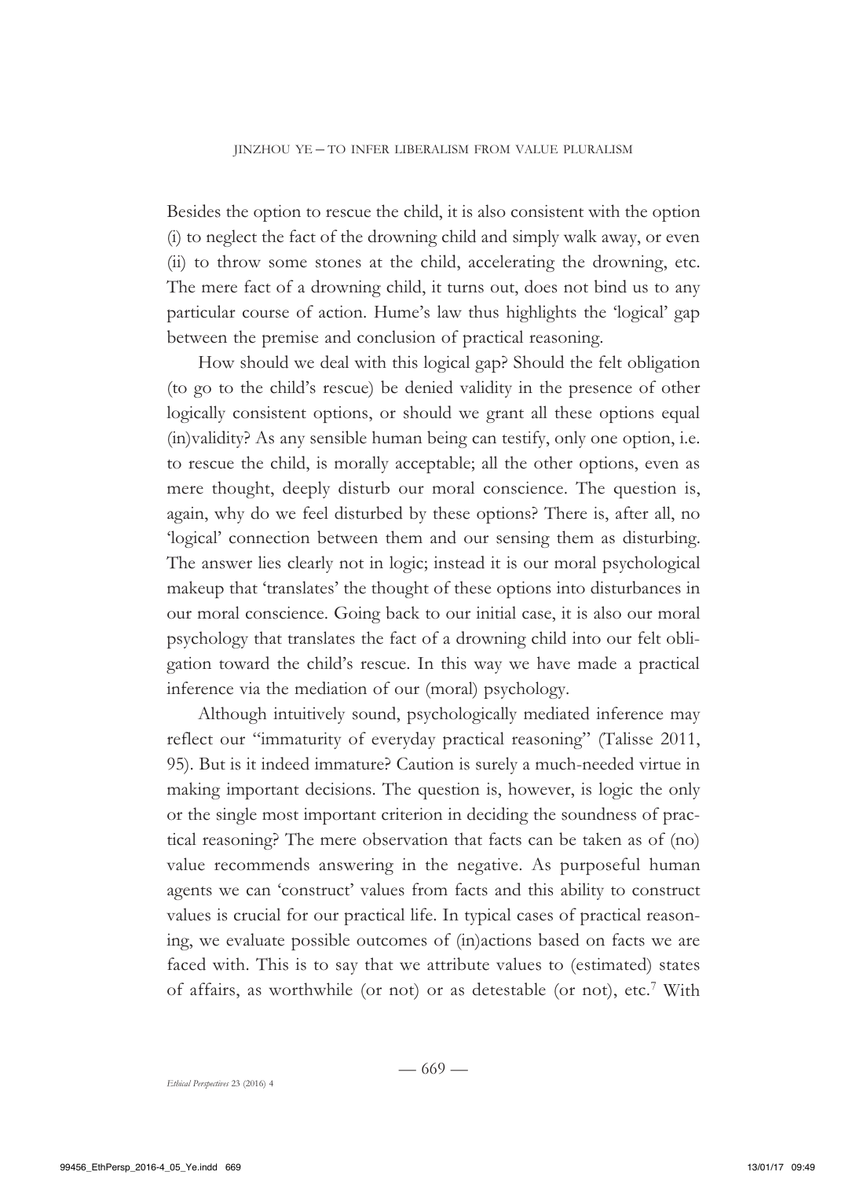Besides the option to rescue the child, it is also consistent with the option (i) to neglect the fact of the drowning child and simply walk away, or even (ii) to throw some stones at the child, accelerating the drowning, etc. The mere fact of a drowning child, it turns out, does not bind us to any particular course of action. Hume's law thus highlights the 'logical' gap between the premise and conclusion of practical reasoning.

How should we deal with this logical gap? Should the felt obligation (to go to the child's rescue) be denied validity in the presence of other logically consistent options, or should we grant all these options equal (in)validity? As any sensible human being can testify, only one option, i.e. to rescue the child, is morally acceptable; all the other options, even as mere thought, deeply disturb our moral conscience. The question is, again, why do we feel disturbed by these options? There is, after all, no 'logical' connection between them and our sensing them as disturbing. The answer lies clearly not in logic; instead it is our moral psychological makeup that 'translates' the thought of these options into disturbances in our moral conscience. Going back to our initial case, it is also our moral psychology that translates the fact of a drowning child into our felt obligation toward the child's rescue. In this way we have made a practical inference via the mediation of our (moral) psychology.

Although intuitively sound, psychologically mediated inference may reflect our "immaturity of everyday practical reasoning" (Talisse 2011, 95). But is it indeed immature? Caution is surely a much-needed virtue in making important decisions. The question is, however, is logic the only or the single most important criterion in deciding the soundness of practical reasoning? The mere observation that facts can be taken as of (no) value recommends answering in the negative. As purposeful human agents we can 'construct' values from facts and this ability to construct values is crucial for our practical life. In typical cases of practical reasoning, we evaluate possible outcomes of (in)actions based on facts we are faced with. This is to say that we attribute values to (estimated) states of affairs, as worthwhile (or not) or as detestable (or not), etc.[7] With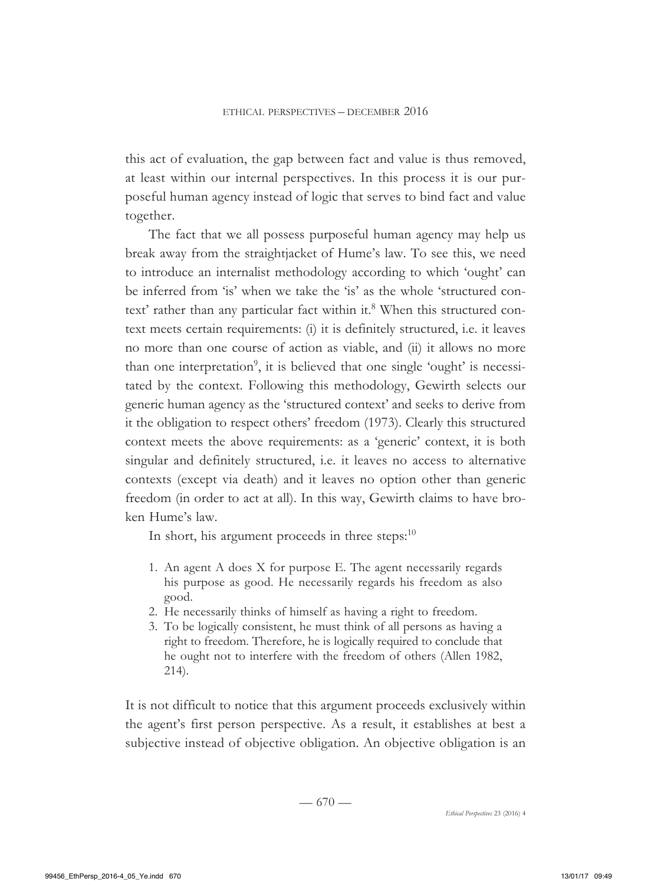this act of evaluation, the gap between fact and value is thus removed, at least within our internal perspectives. In this process it is our purposeful human agency instead of logic that serves to bind fact and value together.

The fact that we all possess purposeful human agency may help us break away from the straightjacket of Hume's law. To see this, we need to introduce an internalist methodology according to which 'ought' can be inferred from 'is' when we take the 'is' as the whole 'structured context' rather than any particular fact within it.[8] When this structured context meets certain requirements: (i) it is definitely structured, i.e. it leaves no more than one course of action as viable, and (ii) it allows no more than one interpretation[9], it is believed that one single 'ought' is necessitated by the context. Following this methodology, Gewirth selects our generic human agency as the 'structured context' and seeks to derive from it the obligation to respect others' freedom (1973). Clearly this structured context meets the above requirements: as a 'generic' context, it is both singular and definitely structured, i.e. it leaves no access to alternative contexts (except via death) and it leaves no option other than generic freedom (in order to act at all). In this way, Gewirth claims to have broken Hume's law.

In short, his argument proceeds in three steps:[10]

1. An agent A does X for purpose E. The agent necessarily regards his purpose as good. He necessarily regards his freedom as also good.
2. He necessarily thinks of himself as having a right to freedom.
3. To be logically consistent, he must think of all persons as having a right to freedom. Therefore, he is logically required to conclude that he ought not to interfere with the freedom of others (Allen 1982, 214).

It is not difficult to notice that this argument proceeds exclusively within the agent's first person perspective. As a result, it establishes at best a subjective instead of objective obligation. An objective obligation is an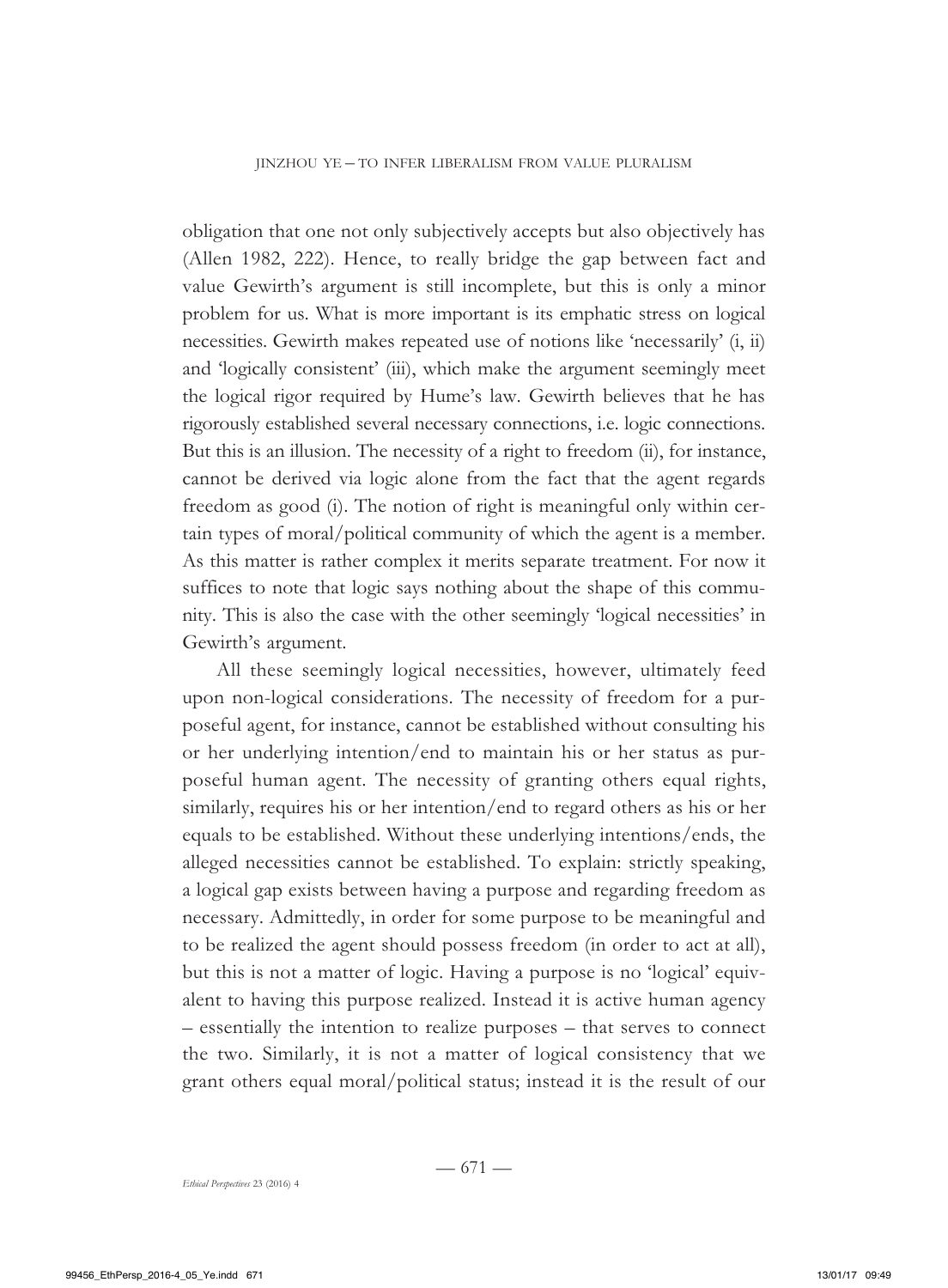obligation that one not only subjectively accepts but also objectively has (Allen 1982, 222). Hence, to really bridge the gap between fact and value Gewirth's argument is still incomplete, but this is only a minor problem for us. What is more important is its emphatic stress on logical necessities. Gewirth makes repeated use of notions like 'necessarily' (i, ii) and 'logically consistent' (iii), which make the argument seemingly meet the logical rigor required by Hume's law. Gewirth believes that he has rigorously established several necessary connections, i.e. logic connections. But this is an illusion. The necessity of a right to freedom (ii), for instance, cannot be derived via logic alone from the fact that the agent regards freedom as good (i). The notion of right is meaningful only within certain types of moral/political community of which the agent is a member. As this matter is rather complex it merits separate treatment. For now it suffices to note that logic says nothing about the shape of this community. This is also the case with the other seemingly 'logical necessities' in Gewirth's argument.

All these seemingly logical necessities, however, ultimately feed upon non-logical considerations. The necessity of freedom for a purposeful agent, for instance, cannot be established without consulting his or her underlying intention/end to maintain his or her status as purposeful human agent. The necessity of granting others equal rights, similarly, requires his or her intention/end to regard others as his or her equals to be established. Without these underlying intentions/ends, the alleged necessities cannot be established. To explain: strictly speaking, a logical gap exists between having a purpose and regarding freedom as necessary. Admittedly, in order for some purpose to be meaningful and to be realized the agent should possess freedom (in order to act at all), but this is not a matter of logic. Having a purpose is no 'logical' equivalent to having this purpose realized. Instead it is active human agency – essentially the intention to realize purposes – that serves to connect the two. Similarly, it is not a matter of logical consistency that we grant others equal moral/political status; instead it is the result of our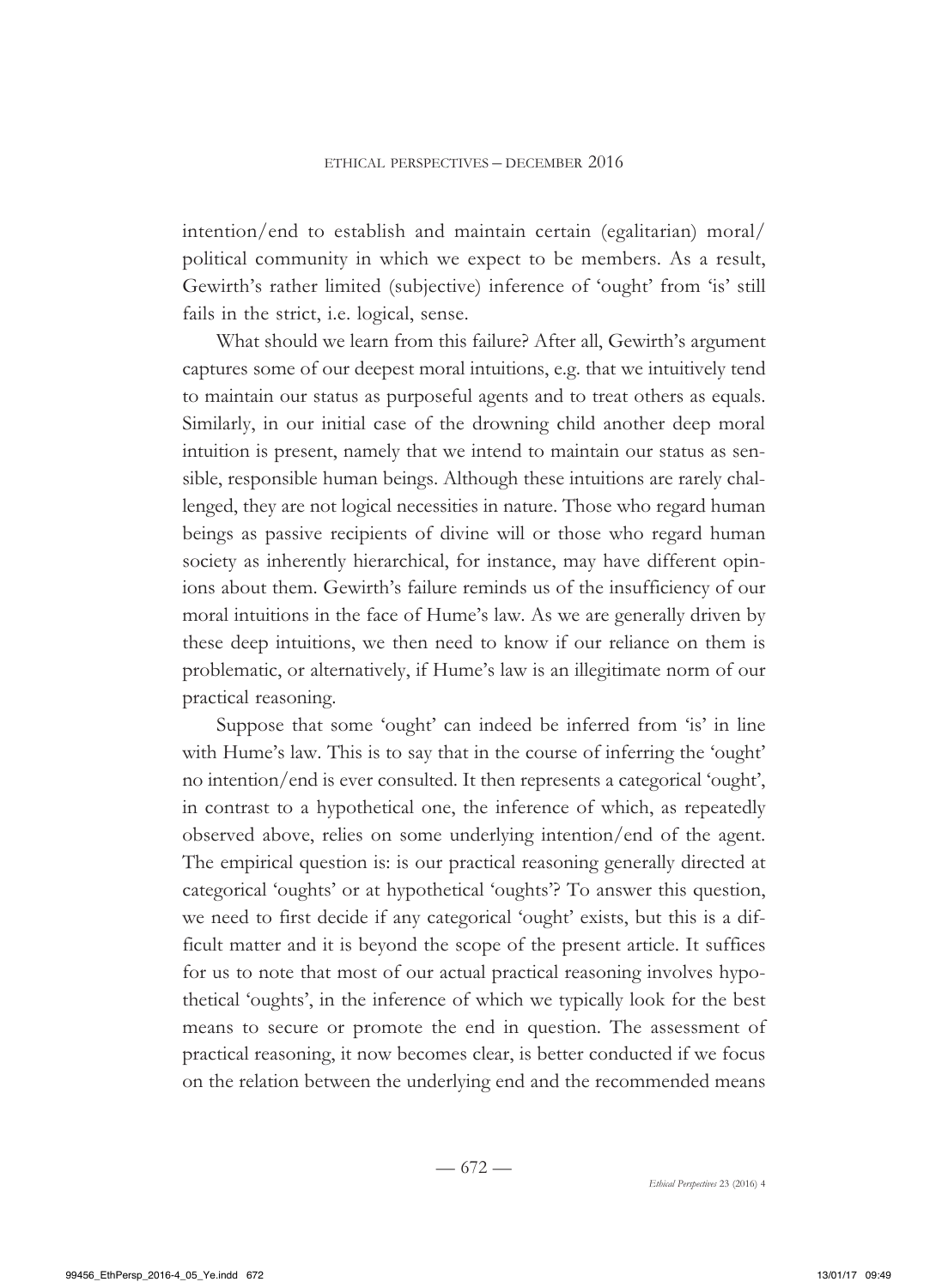intention/end to establish and maintain certain (egalitarian) moral/political community in which we expect to be members. As a result, Gewirth's rather limited (subjective) inference of 'ought' from 'is' still fails in the strict, i.e. logical, sense.

What should we learn from this failure? After all, Gewirth's argument captures some of our deepest moral intuitions, e.g. that we intuitively tend to maintain our status as purposeful agents and to treat others as equals. Similarly, in our initial case of the drowning child another deep moral intuition is present, namely that we intend to maintain our status as sensible, responsible human beings. Although these intuitions are rarely challenged, they are not logical necessities in nature. Those who regard human beings as passive recipients of divine will or those who regard human society as inherently hierarchical, for instance, may have different opinions about them. Gewirth's failure reminds us of the insufficiency of our moral intuitions in the face of Hume's law. As we are generally driven by these deep intuitions, we then need to know if our reliance on them is problematic, or alternatively, if Hume's law is an illegitimate norm of our practical reasoning.

Suppose that some 'ought' can indeed be inferred from 'is' in line with Hume's law. This is to say that in the course of inferring the 'ought' no intention/end is ever consulted. It then represents a categorical 'ought', in contrast to a hypothetical one, the inference of which, as repeatedly observed above, relies on some underlying intention/end of the agent. The empirical question is: is our practical reasoning generally directed at categorical 'oughts' or at hypothetical 'oughts'? To answer this question, we need to first decide if any categorical 'ought' exists, but this is a difficult matter and it is beyond the scope of the present article. It suffices for us to note that most of our actual practical reasoning involves hypothetical 'oughts', in the inference of which we typically look for the best means to secure or promote the end in question. The assessment of practical reasoning, it now becomes clear, is better conducted if we focus on the relation between the underlying end and the recommended means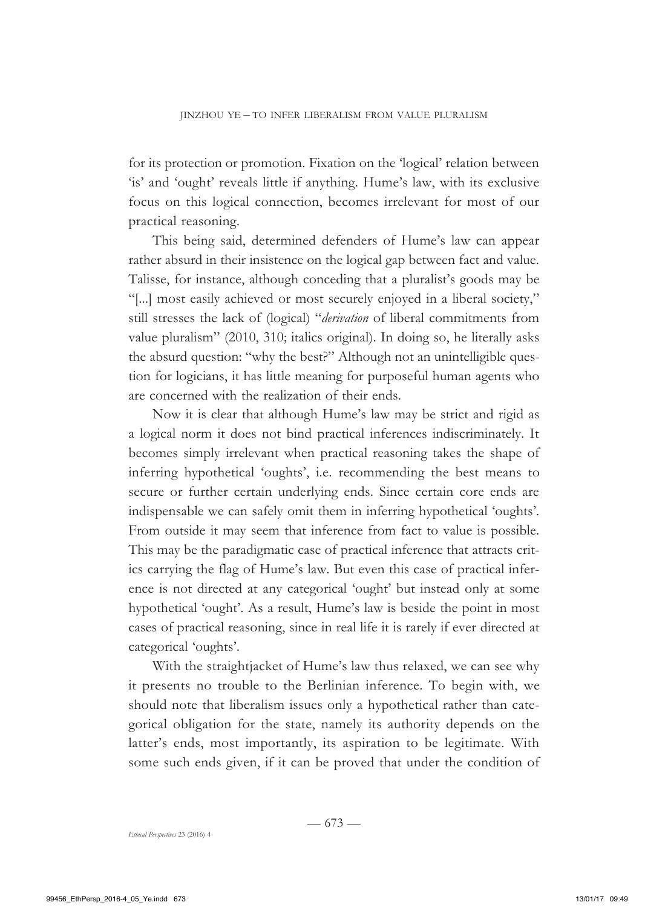for its protection or promotion. Fixation on the 'logical' relation between 'is' and 'ought' reveals little if anything. Hume's law, with its exclusive focus on this logical connection, becomes irrelevant for most of our practical reasoning.

This being said, determined defenders of Hume's law can appear rather absurd in their insistence on the logical gap between fact and value. Talisse, for instance, although conceding that a pluralist's goods may be "[...] most easily achieved or most securely enjoyed in a liberal society," still stresses the lack of (logical) "*derivation* of liberal commitments from value pluralism" (2010, 310; italics original). In doing so, he literally asks the absurd question: "why the best?" Although not an unintelligible question for logicians, it has little meaning for purposeful human agents who are concerned with the realization of their ends.

Now it is clear that although Hume's law may be strict and rigid as a logical norm it does not bind practical inferences indiscriminately. It becomes simply irrelevant when practical reasoning takes the shape of inferring hypothetical 'oughts', i.e. recommending the best means to secure or further certain underlying ends. Since certain core ends are indispensable we can safely omit them in inferring hypothetical 'oughts'. From outside it may seem that inference from fact to value is possible. This may be the paradigmatic case of practical inference that attracts critics carrying the flag of Hume's law. But even this case of practical inference is not directed at any categorical 'ought' but instead only at some hypothetical 'ought'. As a result, Hume's law is beside the point in most cases of practical reasoning, since in real life it is rarely if ever directed at categorical 'oughts'.

With the straightjacket of Hume's law thus relaxed, we can see why it presents no trouble to the Berlinian inference. To begin with, we should note that liberalism issues only a hypothetical rather than categorical obligation for the state, namely its authority depends on the latter's ends, most importantly, its aspiration to be legitimate. With some such ends given, if it can be proved that under the condition of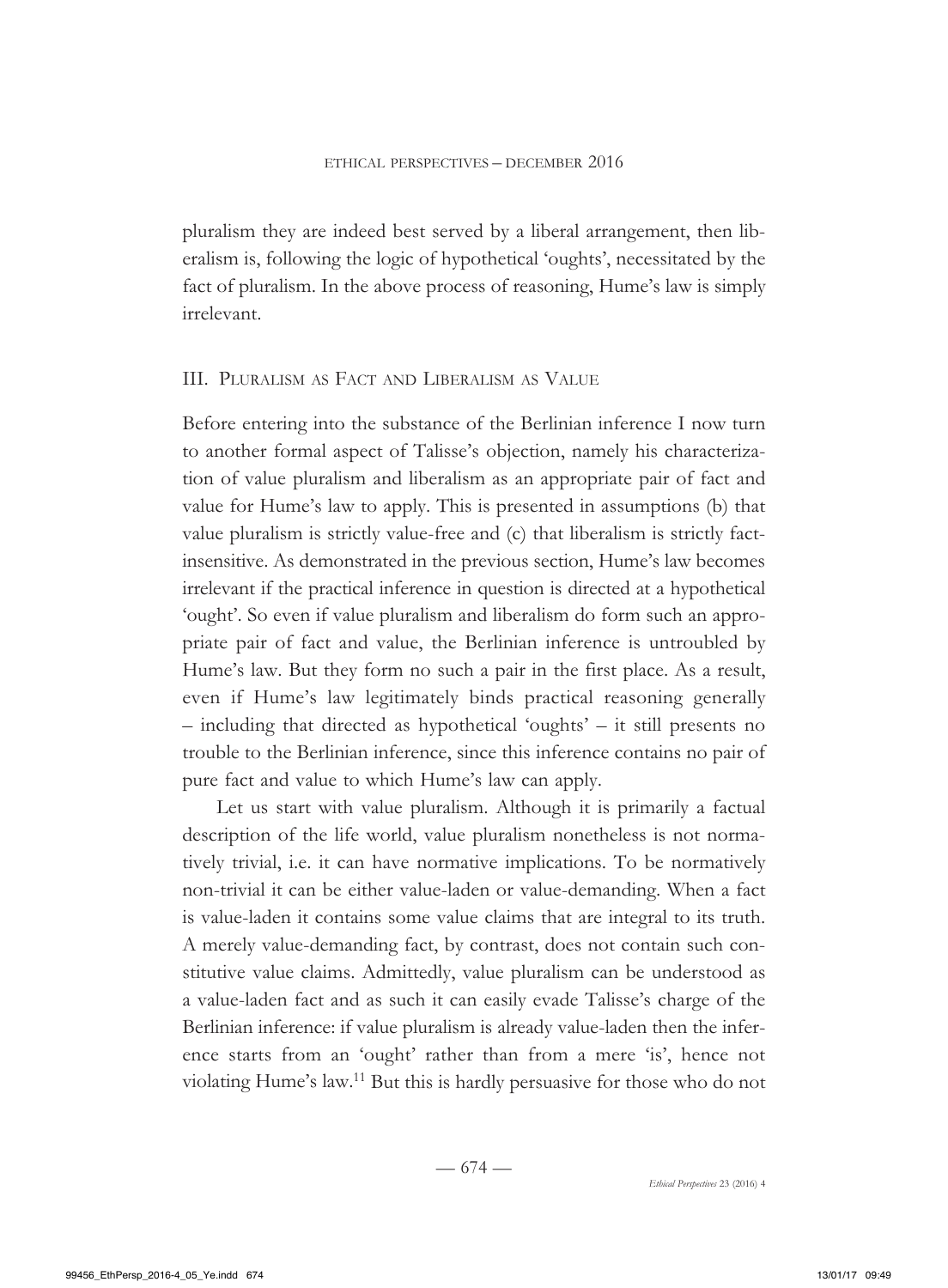pluralism they are indeed best served by a liberal arrangement, then liberalism is, following the logic of hypothetical 'oughts', necessitated by the fact of pluralism. In the above process of reasoning, Hume's law is simply irrelevant.

## III. Pluralism as Fact and Liberalism as Value

Before entering into the substance of the Berlinian inference I now turn to another formal aspect of Talisse's objection, namely his characterization of value pluralism and liberalism as an appropriate pair of fact and value for Hume's law to apply. This is presented in assumptions (b) that value pluralism is strictly value-free and (c) that liberalism is strictly fact-insensitive. As demonstrated in the previous section, Hume's law becomes irrelevant if the practical inference in question is directed at a hypothetical 'ought'. So even if value pluralism and liberalism do form such an appropriate pair of fact and value, the Berlinian inference is untroubled by Hume's law. But they form no such a pair in the first place. As a result, even if Hume's law legitimately binds practical reasoning generally – including that directed as hypothetical 'oughts' – it still presents no trouble to the Berlinian inference, since this inference contains no pair of pure fact and value to which Hume's law can apply.

Let us start with value pluralism. Although it is primarily a factual description of the life world, value pluralism nonetheless is not normatively trivial, i.e. it can have normative implications. To be normatively non-trivial it can be either value-laden or value-demanding. When a fact is value-laden it contains some value claims that are integral to its truth. A merely value-demanding fact, by contrast, does not contain such constitutive value claims. Admittedly, value pluralism can be understood as a value-laden fact and as such it can easily evade Talisse's charge of the Berlinian inference: if value pluralism is already value-laden then the inference starts from an 'ought' rather than from a mere 'is', hence not violating Hume's law.[11] But this is hardly persuasive for those who do not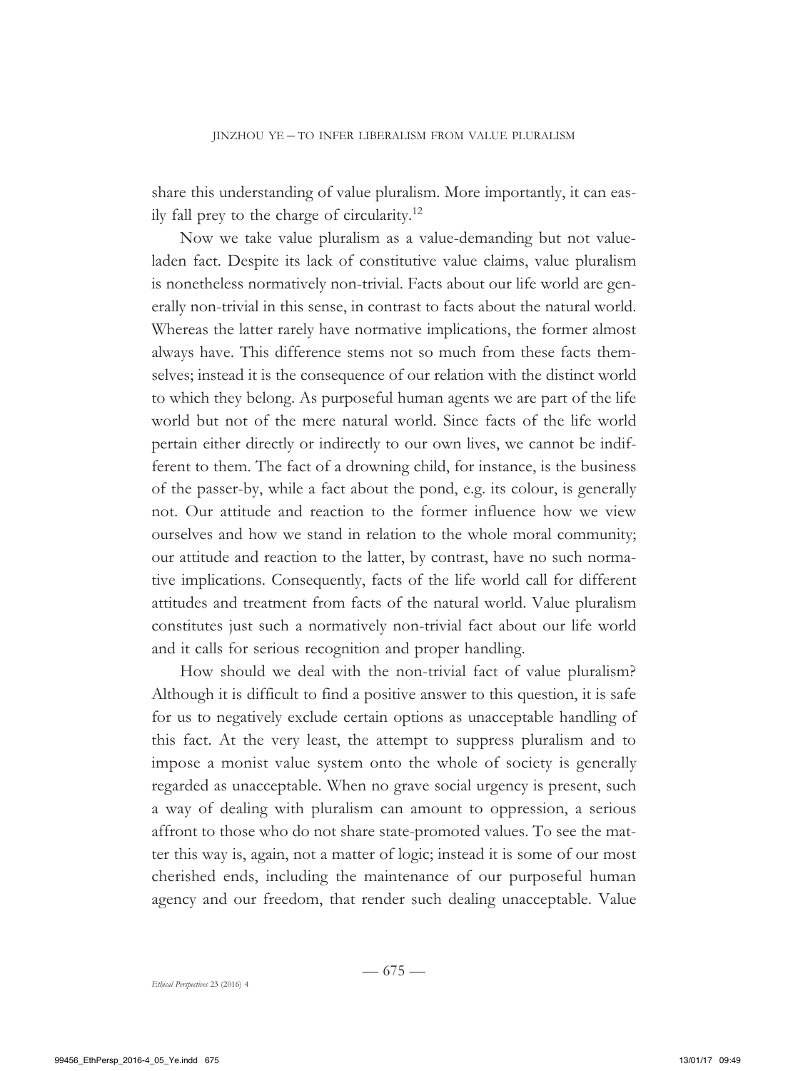share this understanding of value pluralism. More importantly, it can easily fall prey to the charge of circularity.[12]

Now we take value pluralism as a value-demanding but not value-laden fact. Despite its lack of constitutive value claims, value pluralism is nonetheless normatively non-trivial. Facts about our life world are generally non-trivial in this sense, in contrast to facts about the natural world. Whereas the latter rarely have normative implications, the former almost always have. This difference stems not so much from these facts themselves; instead it is the consequence of our relation with the distinct world to which they belong. As purposeful human agents we are part of the life world but not of the mere natural world. Since facts of the life world pertain either directly or indirectly to our own lives, we cannot be indifferent to them. The fact of a drowning child, for instance, is the business of the passer-by, while a fact about the pond, e.g. its colour, is generally not. Our attitude and reaction to the former influence how we view ourselves and how we stand in relation to the whole moral community; our attitude and reaction to the latter, by contrast, have no such normative implications. Consequently, facts of the life world call for different attitudes and treatment from facts of the natural world. Value pluralism constitutes just such a normatively non-trivial fact about our life world and it calls for serious recognition and proper handling.

How should we deal with the non-trivial fact of value pluralism? Although it is difficult to find a positive answer to this question, it is safe for us to negatively exclude certain options as unacceptable handling of this fact. At the very least, the attempt to suppress pluralism and to impose a monist value system onto the whole of society is generally regarded as unacceptable. When no grave social urgency is present, such a way of dealing with pluralism can amount to oppression, a serious affront to those who do not share state-promoted values. To see the matter this way is, again, not a matter of logic; instead it is some of our most cherished ends, including the maintenance of our purposeful human agency and our freedom, that render such dealing unacceptable. Value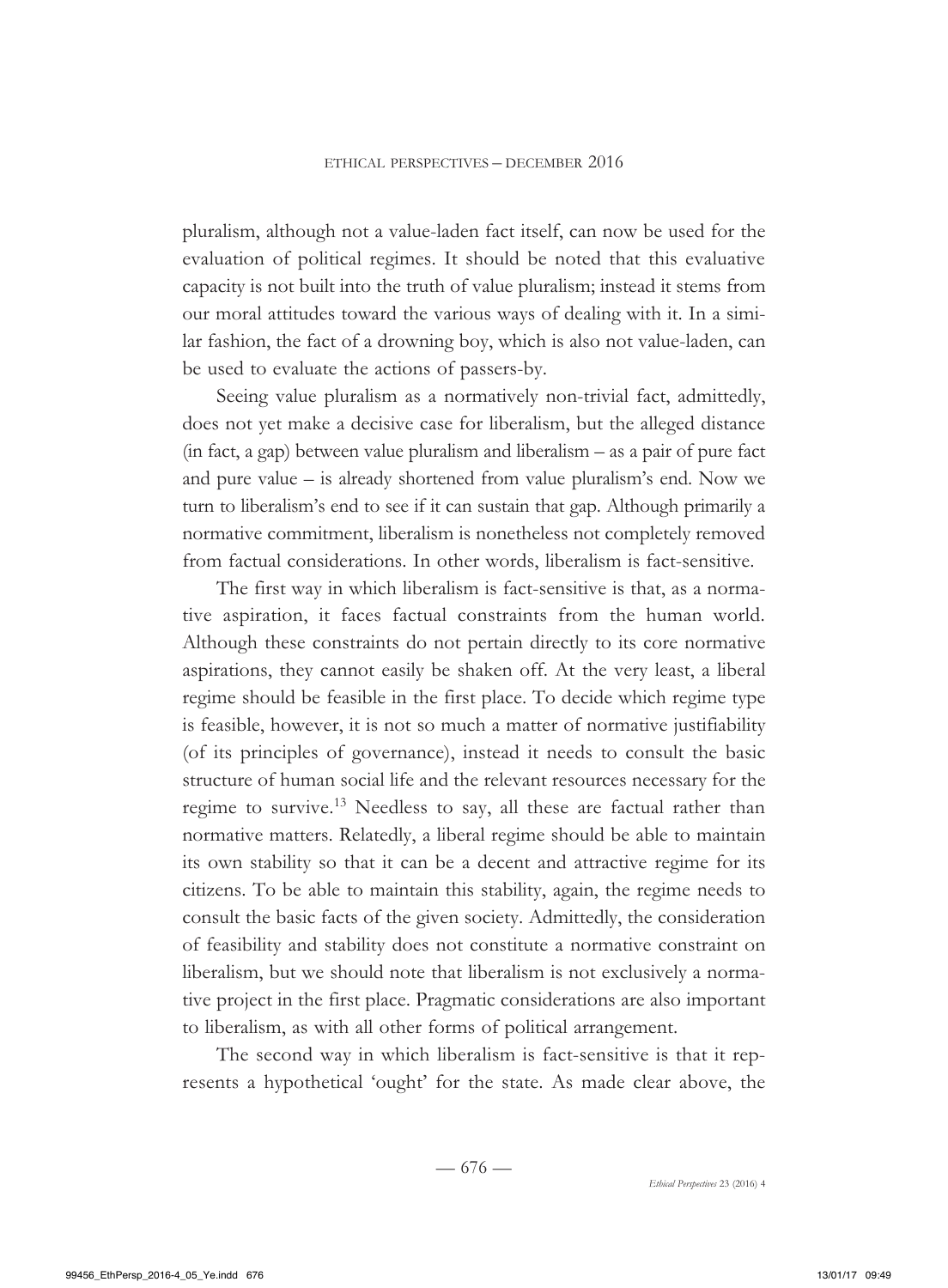pluralism, although not a value-laden fact itself, can now be used for the evaluation of political regimes. It should be noted that this evaluative capacity is not built into the truth of value pluralism; instead it stems from our moral attitudes toward the various ways of dealing with it. In a similar fashion, the fact of a drowning boy, which is also not value-laden, can be used to evaluate the actions of passers-by.

Seeing value pluralism as a normatively non-trivial fact, admittedly, does not yet make a decisive case for liberalism, but the alleged distance (in fact, a gap) between value pluralism and liberalism – as a pair of pure fact and pure value – is already shortened from value pluralism's end. Now we turn to liberalism's end to see if it can sustain that gap. Although primarily a normative commitment, liberalism is nonetheless not completely removed from factual considerations. In other words, liberalism is fact-sensitive.

The first way in which liberalism is fact-sensitive is that, as a normative aspiration, it faces factual constraints from the human world. Although these constraints do not pertain directly to its core normative aspirations, they cannot easily be shaken off. At the very least, a liberal regime should be feasible in the first place. To decide which regime type is feasible, however, it is not so much a matter of normative justifiability (of its principles of governance), instead it needs to consult the basic structure of human social life and the relevant resources necessary for the regime to survive.[13] Needless to say, all these are factual rather than normative matters. Relatedly, a liberal regime should be able to maintain its own stability so that it can be a decent and attractive regime for its citizens. To be able to maintain this stability, again, the regime needs to consult the basic facts of the given society. Admittedly, the consideration of feasibility and stability does not constitute a normative constraint on liberalism, but we should note that liberalism is not exclusively a normative project in the first place. Pragmatic considerations are also important to liberalism, as with all other forms of political arrangement.

The second way in which liberalism is fact-sensitive is that it represents a hypothetical 'ought' for the state. As made clear above, the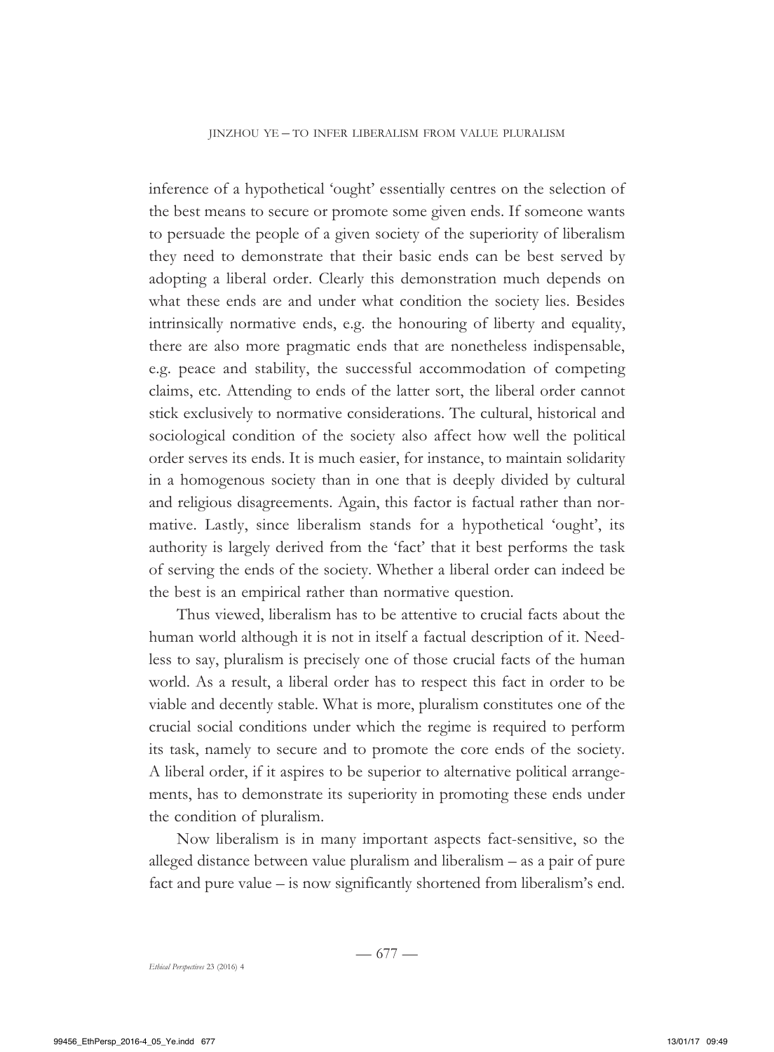inference of a hypothetical 'ought' essentially centres on the selection of the best means to secure or promote some given ends. If someone wants to persuade the people of a given society of the superiority of liberalism they need to demonstrate that their basic ends can be best served by adopting a liberal order. Clearly this demonstration much depends on what these ends are and under what condition the society lies. Besides intrinsically normative ends, e.g. the honouring of liberty and equality, there are also more pragmatic ends that are nonetheless indispensable, e.g. peace and stability, the successful accommodation of competing claims, etc. Attending to ends of the latter sort, the liberal order cannot stick exclusively to normative considerations. The cultural, historical and sociological condition of the society also affect how well the political order serves its ends. It is much easier, for instance, to maintain solidarity in a homogenous society than in one that is deeply divided by cultural and religious disagreements. Again, this factor is factual rather than normative. Lastly, since liberalism stands for a hypothetical 'ought', its authority is largely derived from the 'fact' that it best performs the task of serving the ends of the society. Whether a liberal order can indeed be the best is an empirical rather than normative question.

Thus viewed, liberalism has to be attentive to crucial facts about the human world although it is not in itself a factual description of it. Needless to say, pluralism is precisely one of those crucial facts of the human world. As a result, a liberal order has to respect this fact in order to be viable and decently stable. What is more, pluralism constitutes one of the crucial social conditions under which the regime is required to perform its task, namely to secure and to promote the core ends of the society. A liberal order, if it aspires to be superior to alternative political arrangements, has to demonstrate its superiority in promoting these ends under the condition of pluralism.

Now liberalism is in many important aspects fact-sensitive, so the alleged distance between value pluralism and liberalism – as a pair of pure fact and pure value – is now significantly shortened from liberalism's end.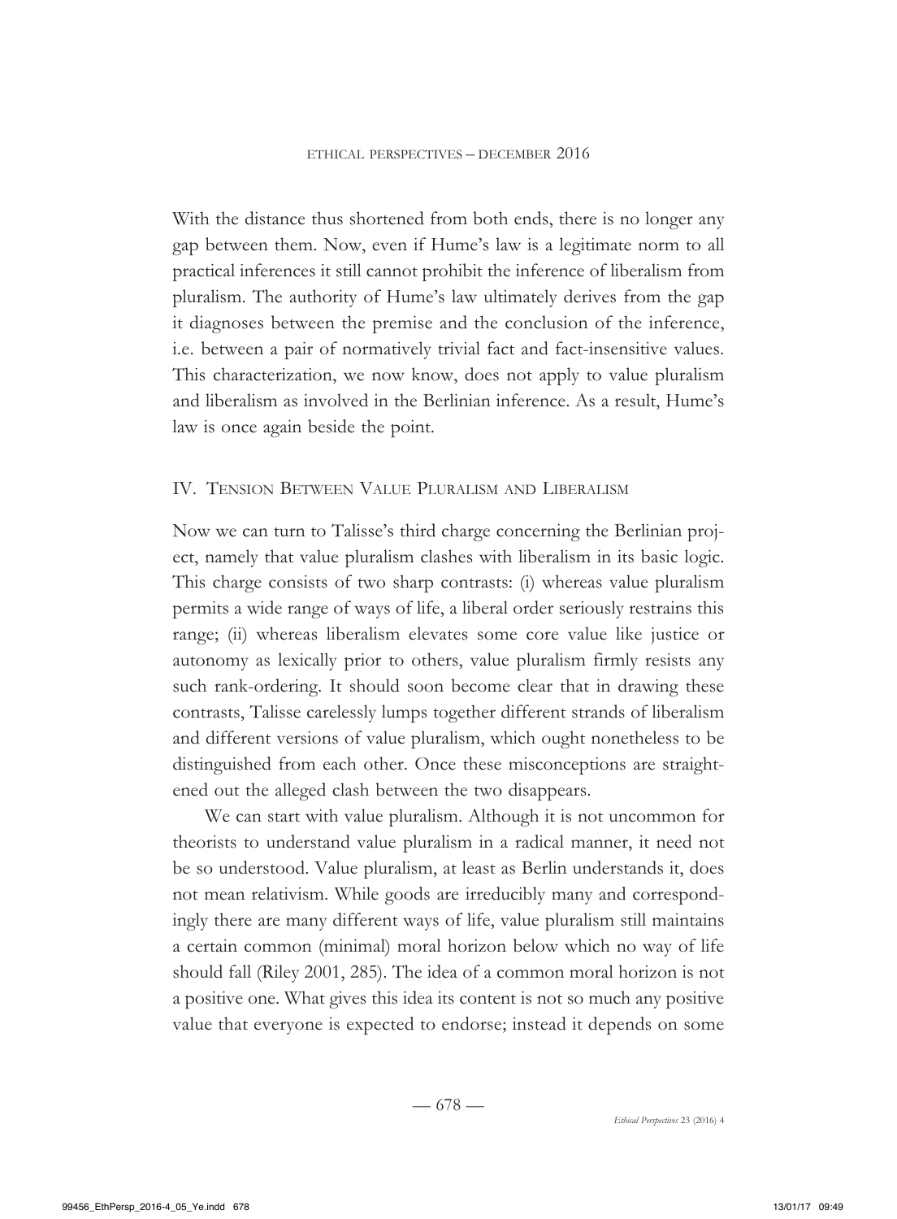With the distance thus shortened from both ends, there is no longer any gap between them. Now, even if Hume's law is a legitimate norm to all practical inferences it still cannot prohibit the inference of liberalism from pluralism. The authority of Hume's law ultimately derives from the gap it diagnoses between the premise and the conclusion of the inference, i.e. between a pair of normatively trivial fact and fact-insensitive values. This characterization, we now know, does not apply to value pluralism and liberalism as involved in the Berlinian inference. As a result, Hume's law is once again beside the point.

## IV. Tension Between Value Pluralism and Liberalism

Now we can turn to Talisse's third charge concerning the Berlinian project, namely that value pluralism clashes with liberalism in its basic logic. This charge consists of two sharp contrasts: (i) whereas value pluralism permits a wide range of ways of life, a liberal order seriously restrains this range; (ii) whereas liberalism elevates some core value like justice or autonomy as lexically prior to others, value pluralism firmly resists any such rank-ordering. It should soon become clear that in drawing these contrasts, Talisse carelessly lumps together different strands of liberalism and different versions of value pluralism, which ought nonetheless to be distinguished from each other. Once these misconceptions are straightened out the alleged clash between the two disappears.

We can start with value pluralism. Although it is not uncommon for theorists to understand value pluralism in a radical manner, it need not be so understood. Value pluralism, at least as Berlin understands it, does not mean relativism. While goods are irreducibly many and correspondingly there are many different ways of life, value pluralism still maintains a certain common (minimal) moral horizon below which no way of life should fall (Riley 2001, 285). The idea of a common moral horizon is not a positive one. What gives this idea its content is not so much any positive value that everyone is expected to endorse; instead it depends on some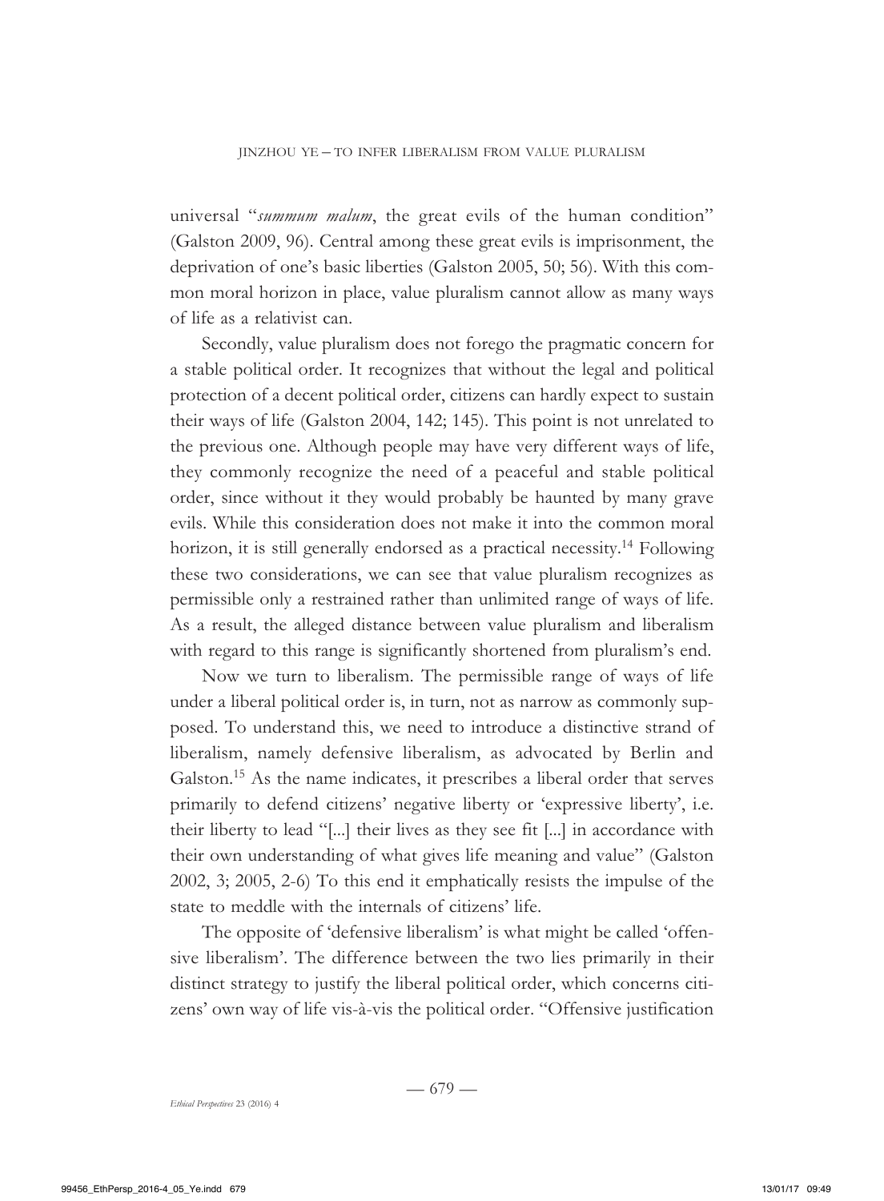universal "*summum malum*, the great evils of the human condition" (Galston 2009, 96). Central among these great evils is imprisonment, the deprivation of one's basic liberties (Galston 2005, 50; 56). With this common moral horizon in place, value pluralism cannot allow as many ways of life as a relativist can.

Secondly, value pluralism does not forego the pragmatic concern for a stable political order. It recognizes that without the legal and political protection of a decent political order, citizens can hardly expect to sustain their ways of life (Galston 2004, 142; 145). This point is not unrelated to the previous one. Although people may have very different ways of life, they commonly recognize the need of a peaceful and stable political order, since without it they would probably be haunted by many grave evils. While this consideration does not make it into the common moral horizon, it is still generally endorsed as a practical necessity.[14] Following these two considerations, we can see that value pluralism recognizes as permissible only a restrained rather than unlimited range of ways of life. As a result, the alleged distance between value pluralism and liberalism with regard to this range is significantly shortened from pluralism's end.

Now we turn to liberalism. The permissible range of ways of life under a liberal political order is, in turn, not as narrow as commonly supposed. To understand this, we need to introduce a distinctive strand of liberalism, namely defensive liberalism, as advocated by Berlin and Galston.[15] As the name indicates, it prescribes a liberal order that serves primarily to defend citizens' negative liberty or 'expressive liberty', i.e. their liberty to lead "[...] their lives as they see fit [...] in accordance with their own understanding of what gives life meaning and value" (Galston 2002, 3; 2005, 2-6) To this end it emphatically resists the impulse of the state to meddle with the internals of citizens' life.

The opposite of 'defensive liberalism' is what might be called 'offensive liberalism'. The difference between the two lies primarily in their distinct strategy to justify the liberal political order, which concerns citizens' own way of life vis-à-vis the political order. "Offensive justification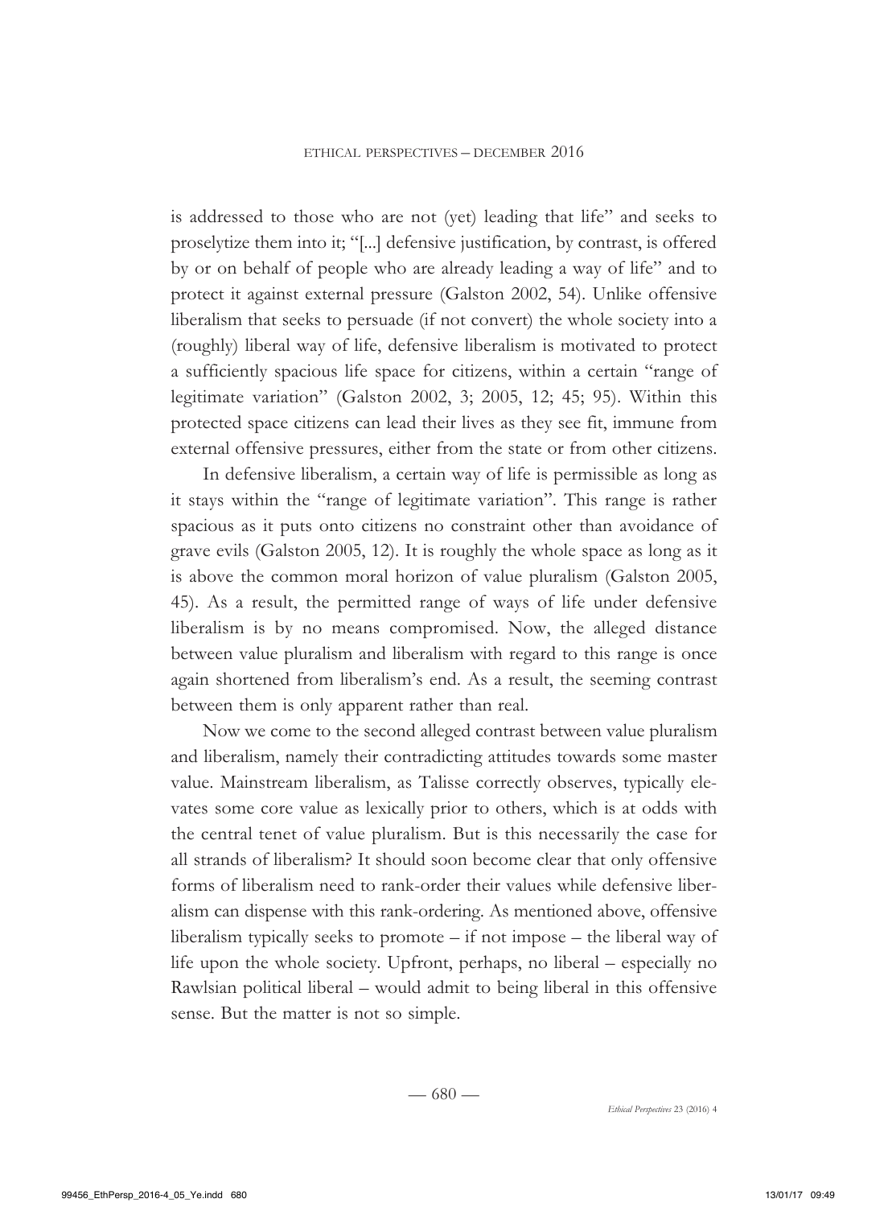is addressed to those who are not (yet) leading that life" and seeks to proselytize them into it; "[...] defensive justification, by contrast, is offered by or on behalf of people who are already leading a way of life" and to protect it against external pressure (Galston 2002, 54). Unlike offensive liberalism that seeks to persuade (if not convert) the whole society into a (roughly) liberal way of life, defensive liberalism is motivated to protect a sufficiently spacious life space for citizens, within a certain "range of legitimate variation" (Galston 2002, 3; 2005, 12; 45; 95). Within this protected space citizens can lead their lives as they see fit, immune from external offensive pressures, either from the state or from other citizens.

In defensive liberalism, a certain way of life is permissible as long as it stays within the "range of legitimate variation". This range is rather spacious as it puts onto citizens no constraint other than avoidance of grave evils (Galston 2005, 12). It is roughly the whole space as long as it is above the common moral horizon of value pluralism (Galston 2005, 45). As a result, the permitted range of ways of life under defensive liberalism is by no means compromised. Now, the alleged distance between value pluralism and liberalism with regard to this range is once again shortened from liberalism's end. As a result, the seeming contrast between them is only apparent rather than real.

Now we come to the second alleged contrast between value pluralism and liberalism, namely their contradicting attitudes towards some master value. Mainstream liberalism, as Talisse correctly observes, typically elevates some core value as lexically prior to others, which is at odds with the central tenet of value pluralism. But is this necessarily the case for all strands of liberalism? It should soon become clear that only offensive forms of liberalism need to rank-order their values while defensive liberalism can dispense with this rank-ordering. As mentioned above, offensive liberalism typically seeks to promote – if not impose – the liberal way of life upon the whole society. Upfront, perhaps, no liberal – especially no Rawlsian political liberal – would admit to being liberal in this offensive sense. But the matter is not so simple.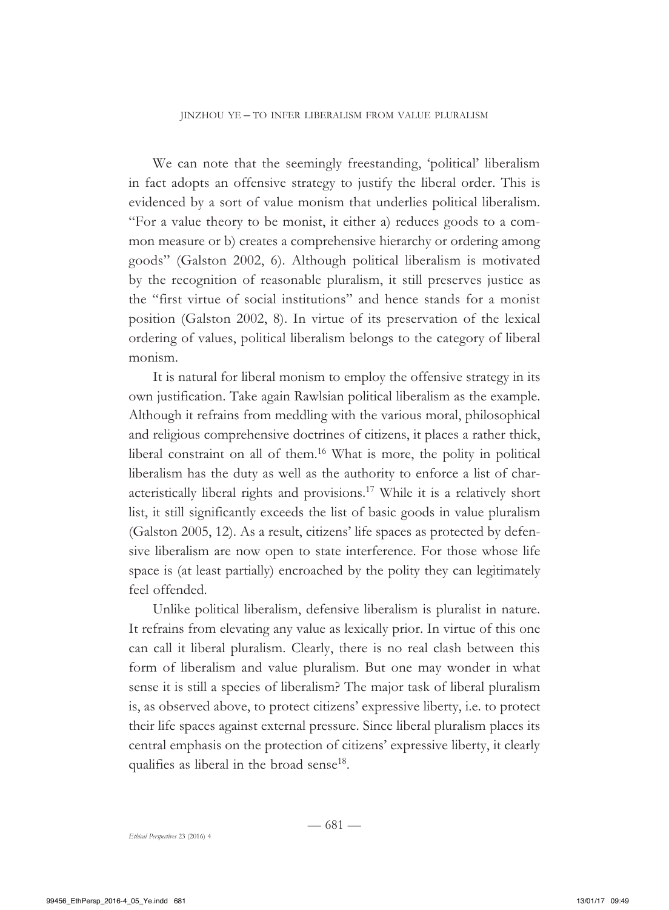We can note that the seemingly freestanding, 'political' liberalism in fact adopts an offensive strategy to justify the liberal order. This is evidenced by a sort of value monism that underlies political liberalism. "For a value theory to be monist, it either a) reduces goods to a common measure or b) creates a comprehensive hierarchy or ordering among goods" (Galston 2002, 6). Although political liberalism is motivated by the recognition of reasonable pluralism, it still preserves justice as the "first virtue of social institutions" and hence stands for a monist position (Galston 2002, 8). In virtue of its preservation of the lexical ordering of values, political liberalism belongs to the category of liberal monism.

It is natural for liberal monism to employ the offensive strategy in its own justification. Take again Rawlsian political liberalism as the example. Although it refrains from meddling with the various moral, philosophical and religious comprehensive doctrines of citizens, it places a rather thick, liberal constraint on all of them.[16] What is more, the polity in political liberalism has the duty as well as the authority to enforce a list of characteristically liberal rights and provisions.[17] While it is a relatively short list, it still significantly exceeds the list of basic goods in value pluralism (Galston 2005, 12). As a result, citizens' life spaces as protected by defensive liberalism are now open to state interference. For those whose life space is (at least partially) encroached by the polity they can legitimately feel offended.

Unlike political liberalism, defensive liberalism is pluralist in nature. It refrains from elevating any value as lexically prior. In virtue of this one can call it liberal pluralism. Clearly, there is no real clash between this form of liberalism and value pluralism. But one may wonder in what sense it is still a species of liberalism? The major task of liberal pluralism is, as observed above, to protect citizens' expressive liberty, i.e. to protect their life spaces against external pressure. Since liberal pluralism places its central emphasis on the protection of citizens' expressive liberty, it clearly qualifies as liberal in the broad sense[18].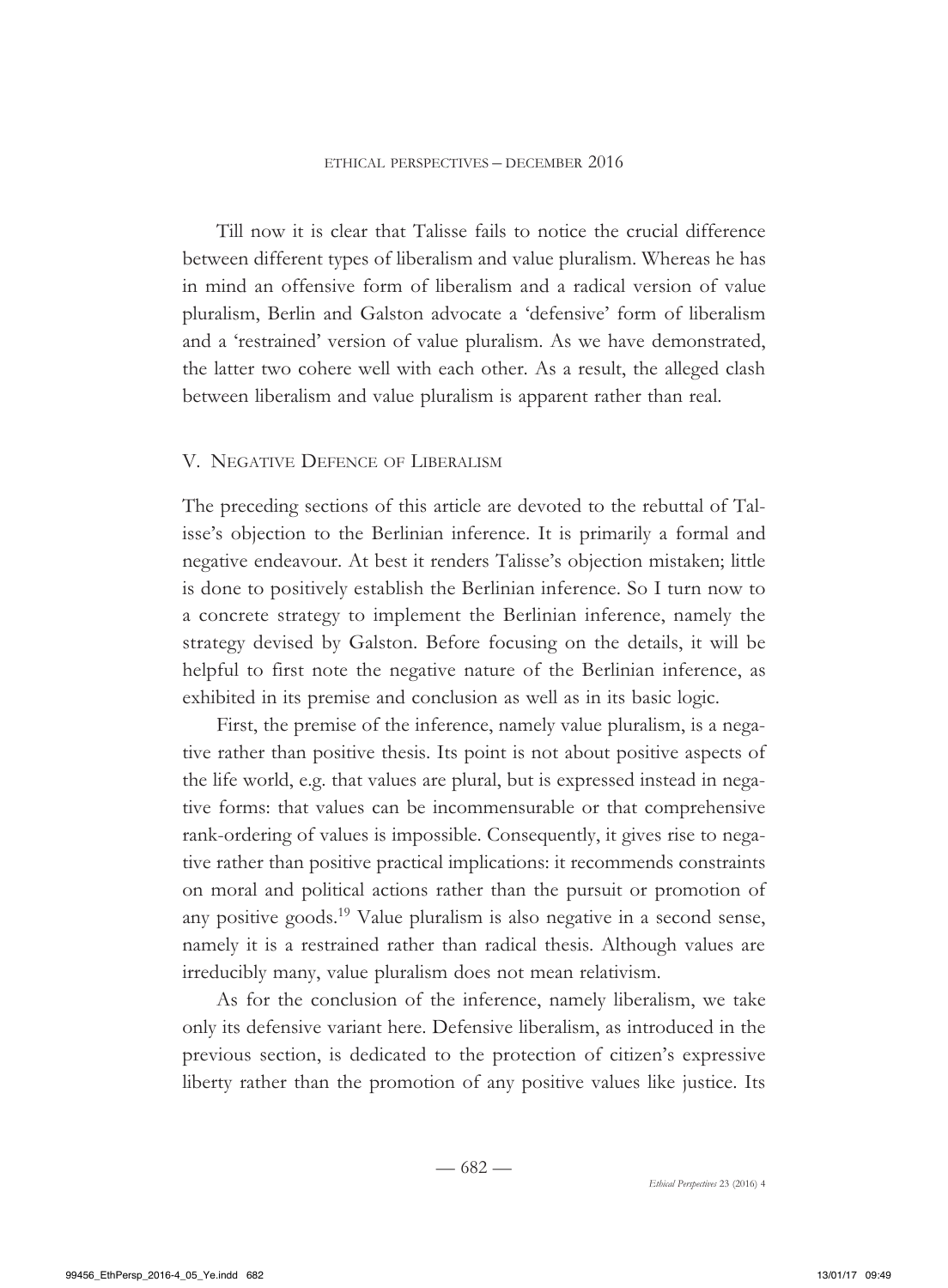Till now it is clear that Talisse fails to notice the crucial difference between different types of liberalism and value pluralism. Whereas he has in mind an offensive form of liberalism and a radical version of value pluralism, Berlin and Galston advocate a 'defensive' form of liberalism and a 'restrained' version of value pluralism. As we have demonstrated, the latter two cohere well with each other. As a result, the alleged clash between liberalism and value pluralism is apparent rather than real.

## V. Negative Defence of Liberalism

The preceding sections of this article are devoted to the rebuttal of Talisse's objection to the Berlinian inference. It is primarily a formal and negative endeavour. At best it renders Talisse's objection mistaken; little is done to positively establish the Berlinian inference. So I turn now to a concrete strategy to implement the Berlinian inference, namely the strategy devised by Galston. Before focusing on the details, it will be helpful to first note the negative nature of the Berlinian inference, as exhibited in its premise and conclusion as well as in its basic logic.

First, the premise of the inference, namely value pluralism, is a negative rather than positive thesis. Its point is not about positive aspects of the life world, e.g. that values are plural, but is expressed instead in negative forms: that values can be incommensurable or that comprehensive rank-ordering of values is impossible. Consequently, it gives rise to negative rather than positive practical implications: it recommends constraints on moral and political actions rather than the pursuit or promotion of any positive goods.[19] Value pluralism is also negative in a second sense, namely it is a restrained rather than radical thesis. Although values are irreducibly many, value pluralism does not mean relativism.

As for the conclusion of the inference, namely liberalism, we take only its defensive variant here. Defensive liberalism, as introduced in the previous section, is dedicated to the protection of citizen's expressive liberty rather than the promotion of any positive values like justice. Its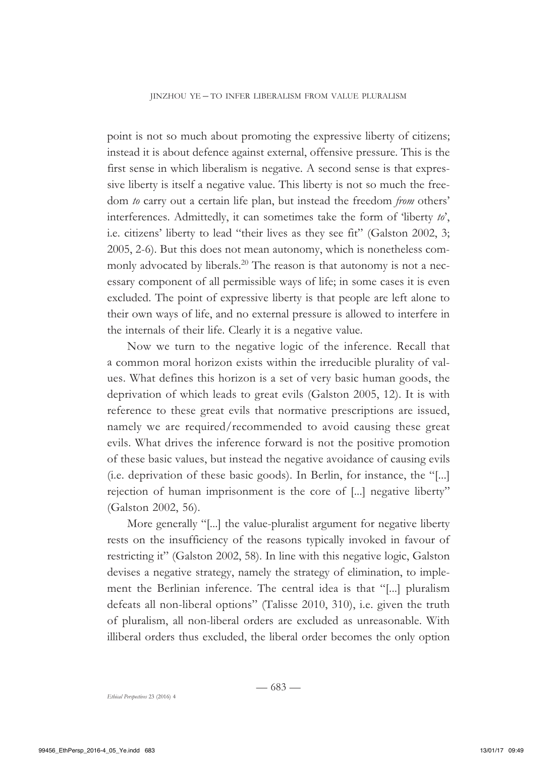point is not so much about promoting the expressive liberty of citizens; instead it is about defence against external, offensive pressure. This is the first sense in which liberalism is negative. A second sense is that expressive liberty is itself a negative value. This liberty is not so much the freedom *to* carry out a certain life plan, but instead the freedom *from* others' interferences. Admittedly, it can sometimes take the form of 'liberty *to*', i.e. citizens' liberty to lead "their lives as they see fit" (Galston 2002, 3; 2005, 2-6). But this does not mean autonomy, which is nonetheless commonly advocated by liberals.[20] The reason is that autonomy is not a necessary component of all permissible ways of life; in some cases it is even excluded. The point of expressive liberty is that people are left alone to their own ways of life, and no external pressure is allowed to interfere in the internals of their life. Clearly it is a negative value.

Now we turn to the negative logic of the inference. Recall that a common moral horizon exists within the irreducible plurality of values. What defines this horizon is a set of very basic human goods, the deprivation of which leads to great evils (Galston 2005, 12). It is with reference to these great evils that normative prescriptions are issued, namely we are required/recommended to avoid causing these great evils. What drives the inference forward is not the positive promotion of these basic values, but instead the negative avoidance of causing evils (i.e. deprivation of these basic goods). In Berlin, for instance, the "[...] rejection of human imprisonment is the core of [...] negative liberty" (Galston 2002, 56).

More generally "[...] the value-pluralist argument for negative liberty rests on the insufficiency of the reasons typically invoked in favour of restricting it" (Galston 2002, 58). In line with this negative logic, Galston devises a negative strategy, namely the strategy of elimination, to implement the Berlinian inference. The central idea is that "[...] pluralism defeats all non-liberal options" (Talisse 2010, 310), i.e. given the truth of pluralism, all non-liberal orders are excluded as unreasonable. With illiberal orders thus excluded, the liberal order becomes the only option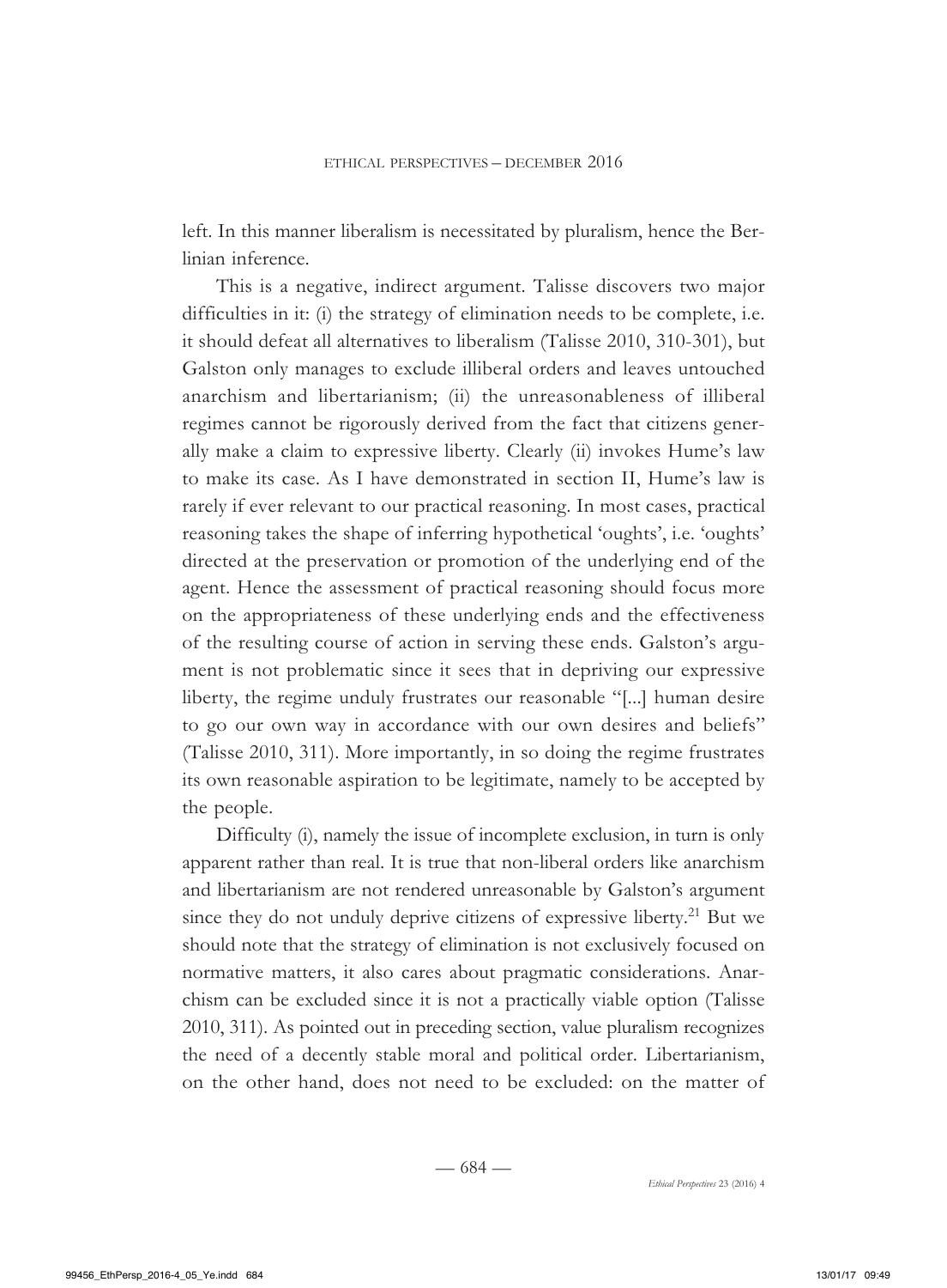left. In this manner liberalism is necessitated by pluralism, hence the Berlinian inference.

This is a negative, indirect argument. Talisse discovers two major difficulties in it: (i) the strategy of elimination needs to be complete, i.e. it should defeat all alternatives to liberalism (Talisse 2010, 310-301), but Galston only manages to exclude illiberal orders and leaves untouched anarchism and libertarianism; (ii) the unreasonableness of illiberal regimes cannot be rigorously derived from the fact that citizens generally make a claim to expressive liberty. Clearly (ii) invokes Hume's law to make its case. As I have demonstrated in section II, Hume's law is rarely if ever relevant to our practical reasoning. In most cases, practical reasoning takes the shape of inferring hypothetical 'oughts', i.e. 'oughts' directed at the preservation or promotion of the underlying end of the agent. Hence the assessment of practical reasoning should focus more on the appropriateness of these underlying ends and the effectiveness of the resulting course of action in serving these ends. Galston's argument is not problematic since it sees that in depriving our expressive liberty, the regime unduly frustrates our reasonable "[...] human desire to go our own way in accordance with our own desires and beliefs" (Talisse 2010, 311). More importantly, in so doing the regime frustrates its own reasonable aspiration to be legitimate, namely to be accepted by the people.

Difficulty (i), namely the issue of incomplete exclusion, in turn is only apparent rather than real. It is true that non-liberal orders like anarchism and libertarianism are not rendered unreasonable by Galston's argument since they do not unduly deprive citizens of expressive liberty.[21] But we should note that the strategy of elimination is not exclusively focused on normative matters, it also cares about pragmatic considerations. Anarchism can be excluded since it is not a practically viable option (Talisse 2010, 311). As pointed out in preceding section, value pluralism recognizes the need of a decently stable moral and political order. Libertarianism, on the other hand, does not need to be excluded: on the matter of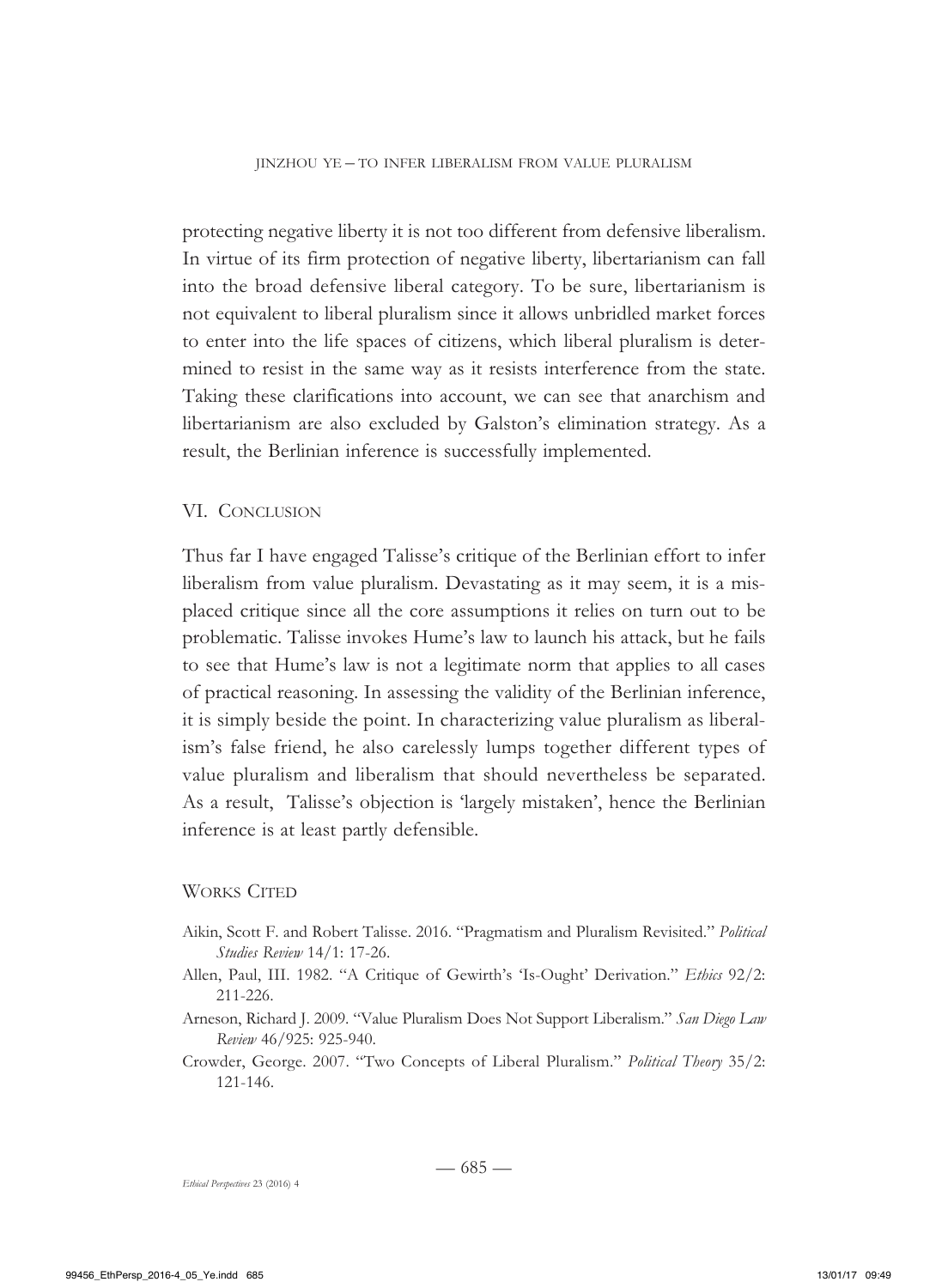protecting negative liberty it is not too different from defensive liberalism. In virtue of its firm protection of negative liberty, libertarianism can fall into the broad defensive liberal category. To be sure, libertarianism is not equivalent to liberal pluralism since it allows unbridled market forces to enter into the life spaces of citizens, which liberal pluralism is determined to resist in the same way as it resists interference from the state. Taking these clarifications into account, we can see that anarchism and libertarianism are also excluded by Galston's elimination strategy. As a result, the Berlinian inference is successfully implemented.

## VI. Conclusion

Thus far I have engaged Talisse's critique of the Berlinian effort to infer liberalism from value pluralism. Devastating as it may seem, it is a misplaced critique since all the core assumptions it relies on turn out to be problematic. Talisse invokes Hume's law to launch his attack, but he fails to see that Hume's law is not a legitimate norm that applies to all cases of practical reasoning. In assessing the validity of the Berlinian inference, it is simply beside the point. In characterizing value pluralism as liberalism's false friend, he also carelessly lumps together different types of value pluralism and liberalism that should nevertheless be separated. As a result, Talisse's objection is 'largely mistaken', hence the Berlinian inference is at least partly defensible.

## Works Cited

Aikin, Scott F. and Robert Talisse. 2016. "Pragmatism and Pluralism Revisited." *Political Studies Review* 14/1: 17-26.

Allen, Paul, III. 1982. "A Critique of Gewirth's 'Is-Ought' Derivation." *Ethics* 92/2: 211-226.

Arneson, Richard J. 2009. "Value Pluralism Does Not Support Liberalism." *San Diego Law Review* 46/925: 925-940.

Crowder, George. 2007. "Two Concepts of Liberal Pluralism." *Political Theory* 35/2: 121-146.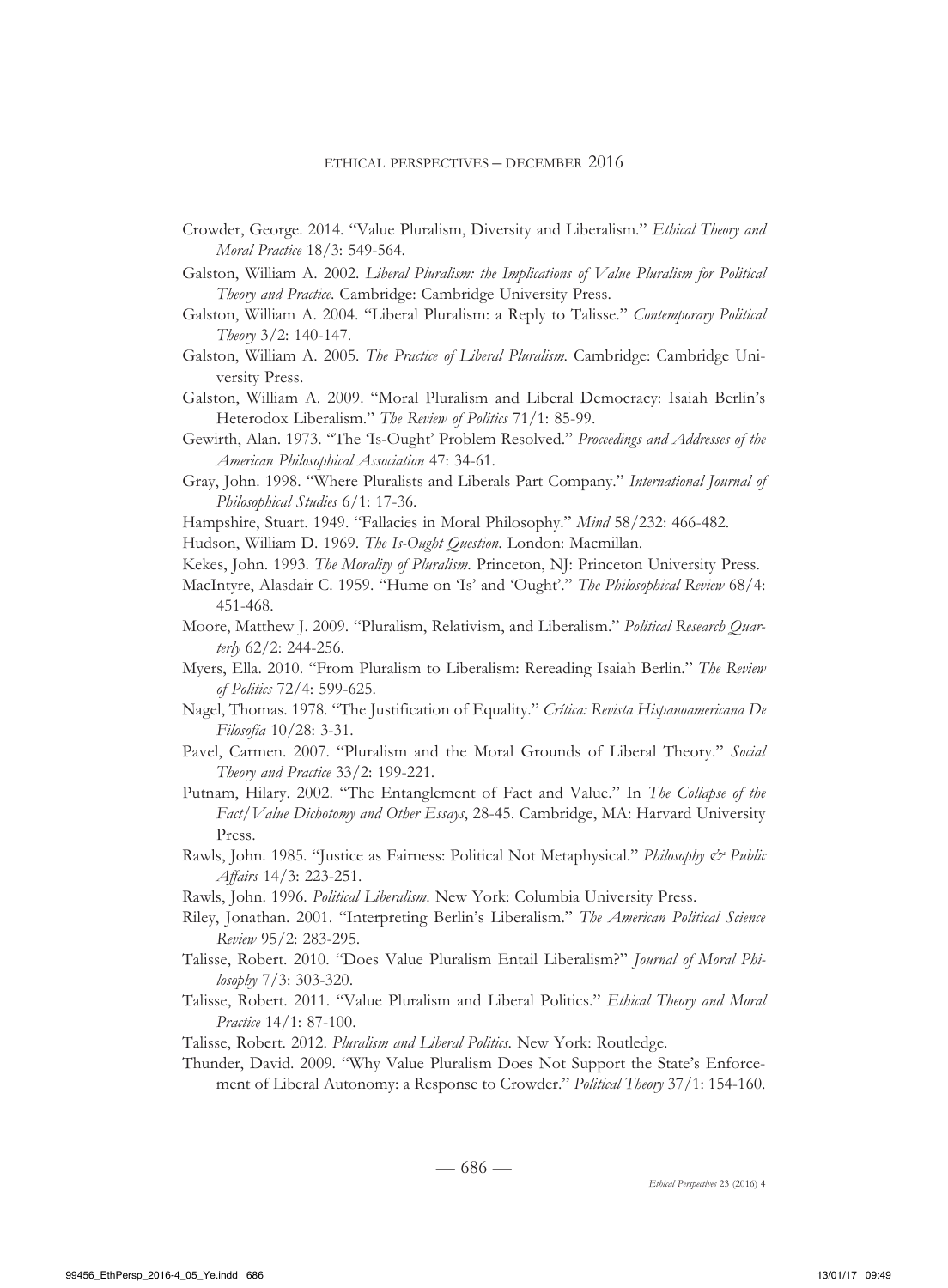Crowder, George. 2014. "Value Pluralism, Diversity and Liberalism." *Ethical Theory and Moral Practice* 18/3: 549-564.

Galston, William A. 2002. *Liberal Pluralism: the Implications of Value Pluralism for Political Theory and Practice*. Cambridge: Cambridge University Press.

Galston, William A. 2004. "Liberal Pluralism: a Reply to Talisse." *Contemporary Political Theory* 3/2: 140-147.

Galston, William A. 2005. *The Practice of Liberal Pluralism*. Cambridge: Cambridge University Press.

Galston, William A. 2009. "Moral Pluralism and Liberal Democracy: Isaiah Berlin's Heterodox Liberalism." *The Review of Politics* 71/1: 85-99.

Gewirth, Alan. 1973. "The 'Is-Ought' Problem Resolved." *Proceedings and Addresses of the American Philosophical Association* 47: 34-61.

Gray, John. 1998. "Where Pluralists and Liberals Part Company." *International Journal of Philosophical Studies* 6/1: 17-36.

Hampshire, Stuart. 1949. "Fallacies in Moral Philosophy." *Mind* 58/232: 466-482.

Hudson, William D. 1969. *The Is-Ought Question*. London: Macmillan.

Kekes, John. 1993. *The Morality of Pluralism*. Princeton, NJ: Princeton University Press.

MacIntyre, Alasdair C. 1959. "Hume on 'Is' and 'Ought'." *The Philosophical Review* 68/4: 451-468.

Moore, Matthew J. 2009. "Pluralism, Relativism, and Liberalism." *Political Research Quarterly* 62/2: 244-256.

Myers, Ella. 2010. "From Pluralism to Liberalism: Rereading Isaiah Berlin." *The Review of Politics* 72/4: 599-625.

Nagel, Thomas. 1978. "The Justification of Equality." *Crítica: Revista Hispanoamericana De Filosofía* 10/28: 3-31.

Pavel, Carmen. 2007. "Pluralism and the Moral Grounds of Liberal Theory." *Social Theory and Practice* 33/2: 199-221.

Putnam, Hilary. 2002. "The Entanglement of Fact and Value." In *The Collapse of the Fact/Value Dichotomy and Other Essays*, 28-45. Cambridge, MA: Harvard University Press.

Rawls, John. 1985. "Justice as Fairness: Political Not Metaphysical." *Philosophy & Public Affairs* 14/3: 223-251.

Rawls, John. 1996. *Political Liberalism*. New York: Columbia University Press.

Riley, Jonathan. 2001. "Interpreting Berlin's Liberalism." *The American Political Science Review* 95/2: 283-295.

Talisse, Robert. 2010. "Does Value Pluralism Entail Liberalism?" *Journal of Moral Philosophy* 7/3: 303-320.

Talisse, Robert. 2011. "Value Pluralism and Liberal Politics." *Ethical Theory and Moral Practice* 14/1: 87-100.

Talisse, Robert. 2012. *Pluralism and Liberal Politics*. New York: Routledge.

Thunder, David. 2009. "Why Value Pluralism Does Not Support the State's Enforcement of Liberal Autonomy: a Response to Crowder." *Political Theory* 37/1: 154-160.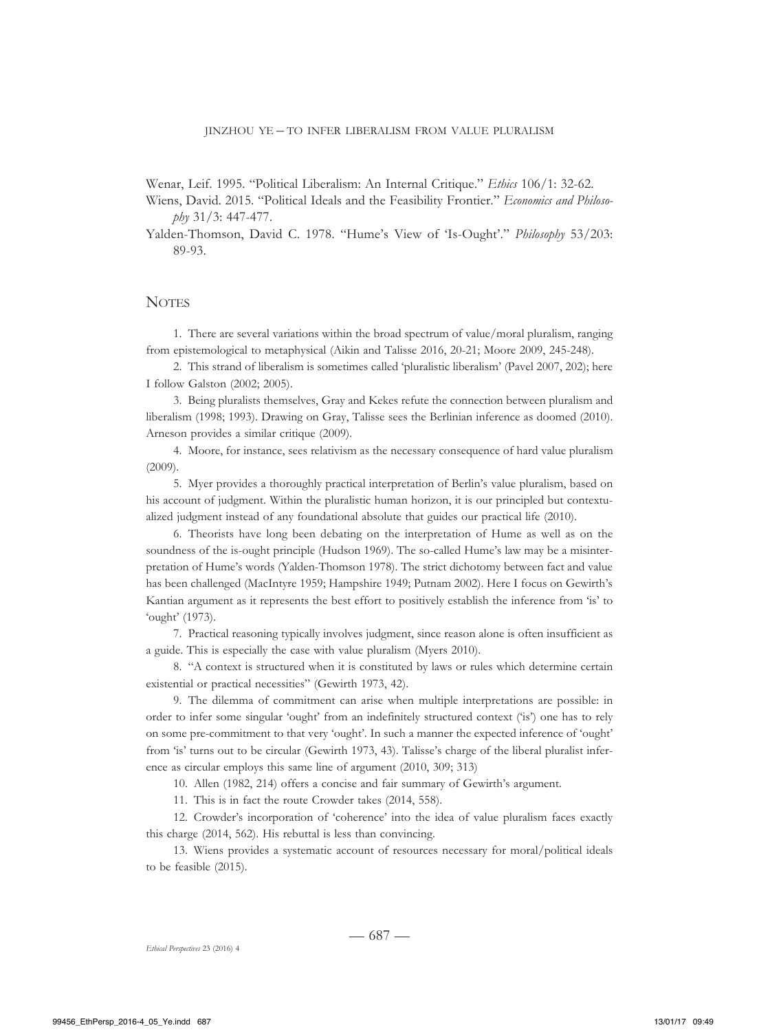Wenar, Leif. 1995. "Political Liberalism: An Internal Critique." *Ethics* 106/1: 32-62.

Wiens, David. 2015. "Political Ideals and the Feasibility Frontier." *Economics and Philosophy* 31/3: 447-477.

Yalden-Thomson, David C. 1978. "Hume's View of 'Is-Ought'." *Philosophy* 53/203: 89-93.

## Notes

1. There are several variations within the broad spectrum of value/moral pluralism, ranging from epistemological to metaphysical (Aikin and Talisse 2016, 20-21; Moore 2009, 245-248).

2. This strand of liberalism is sometimes called 'pluralistic liberalism' (Pavel 2007, 202); here I follow Galston (2002; 2005).

3. Being pluralists themselves, Gray and Kekes refute the connection between pluralism and liberalism (1998; 1993). Drawing on Gray, Talisse sees the Berlinian inference as doomed (2010). Arneson provides a similar critique (2009).

4. Moore, for instance, sees relativism as the necessary consequence of hard value pluralism (2009).

5. Myer provides a thoroughly practical interpretation of Berlin's value pluralism, based on his account of judgment. Within the pluralistic human horizon, it is our principled but contextualized judgment instead of any foundational absolute that guides our practical life (2010).

6. Theorists have long been debating on the interpretation of Hume as well as on the soundness of the is-ought principle (Hudson 1969). The so-called Hume's law may be a misinterpretation of Hume's words (Yalden-Thomson 1978). The strict dichotomy between fact and value has been challenged (MacIntyre 1959; Hampshire 1949; Putnam 2002). Here I focus on Gewirth's Kantian argument as it represents the best effort to positively establish the inference from 'is' to 'ought' (1973).

7. Practical reasoning typically involves judgment, since reason alone is often insufficient as a guide. This is especially the case with value pluralism (Myers 2010).

8. "A context is structured when it is constituted by laws or rules which determine certain existential or practical necessities" (Gewirth 1973, 42).

9. The dilemma of commitment can arise when multiple interpretations are possible: in order to infer some singular 'ought' from an indefinitely structured context ('is') one has to rely on some pre-commitment to that very 'ought'. In such a manner the expected inference of 'ought' from 'is' turns out to be circular (Gewirth 1973, 43). Talisse's charge of the liberal pluralist inference as circular employs this same line of argument (2010, 309; 313)

10. Allen (1982, 214) offers a concise and fair summary of Gewirth's argument.

11. This is in fact the route Crowder takes (2014, 558).

12. Crowder's incorporation of 'coherence' into the idea of value pluralism faces exactly this charge (2014, 562). His rebuttal is less than convincing.

13. Wiens provides a systematic account of resources necessary for moral/political ideals to be feasible (2015).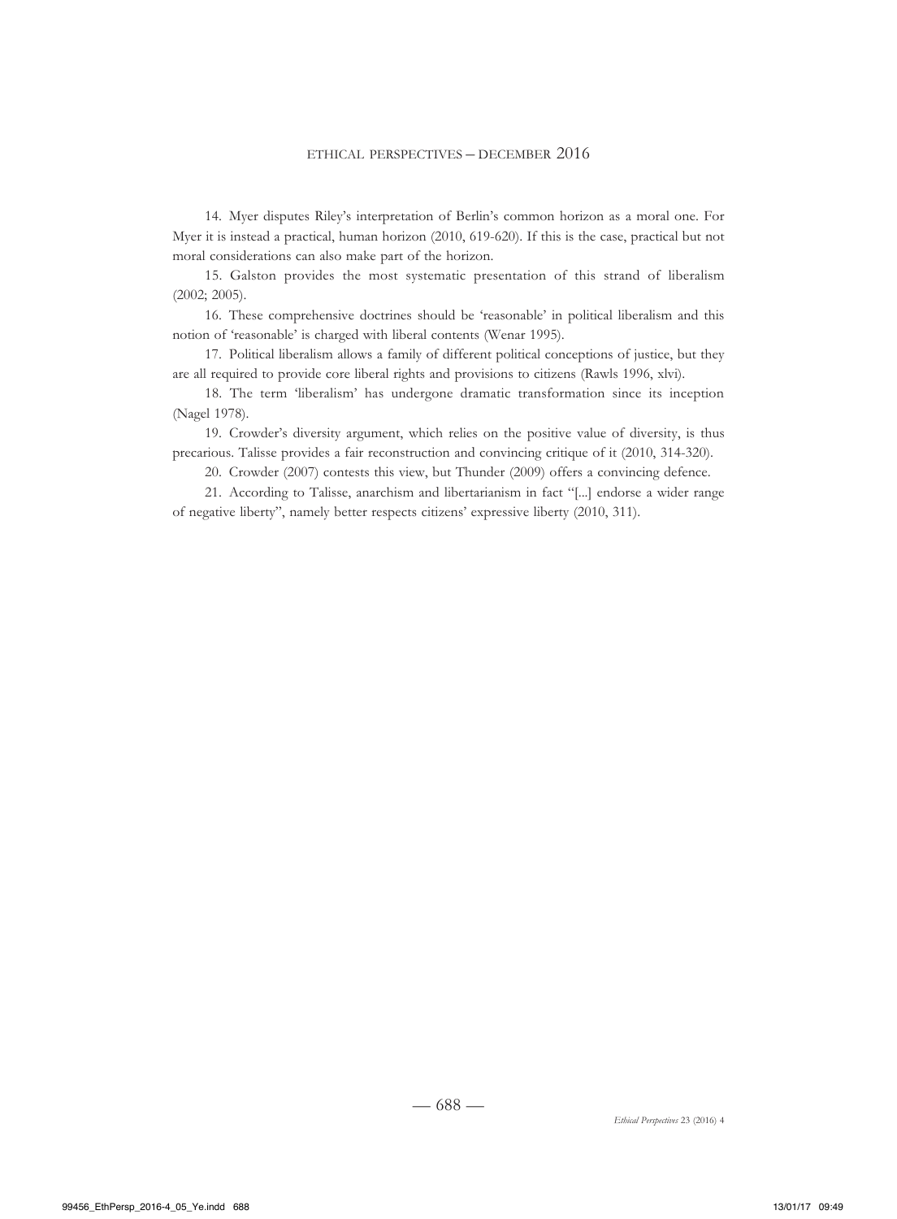14. Myer disputes Riley's interpretation of Berlin's common horizon as a moral one. For Myer it is instead a practical, human horizon (2010, 619-620). If this is the case, practical but not moral considerations can also make part of the horizon.

15. Galston provides the most systematic presentation of this strand of liberalism (2002; 2005).

16. These comprehensive doctrines should be 'reasonable' in political liberalism and this notion of 'reasonable' is charged with liberal contents (Wenar 1995).

17. Political liberalism allows a family of different political conceptions of justice, but they are all required to provide core liberal rights and provisions to citizens (Rawls 1996, xlvi).

18. The term 'liberalism' has undergone dramatic transformation since its inception (Nagel 1978).

19. Crowder's diversity argument, which relies on the positive value of diversity, is thus precarious. Talisse provides a fair reconstruction and convincing critique of it (2010, 314-320).

20. Crowder (2007) contests this view, but Thunder (2009) offers a convincing defence.

21. According to Talisse, anarchism and libertarianism in fact "[...] endorse a wider range of negative liberty", namely better respects citizens' expressive liberty (2010, 311).